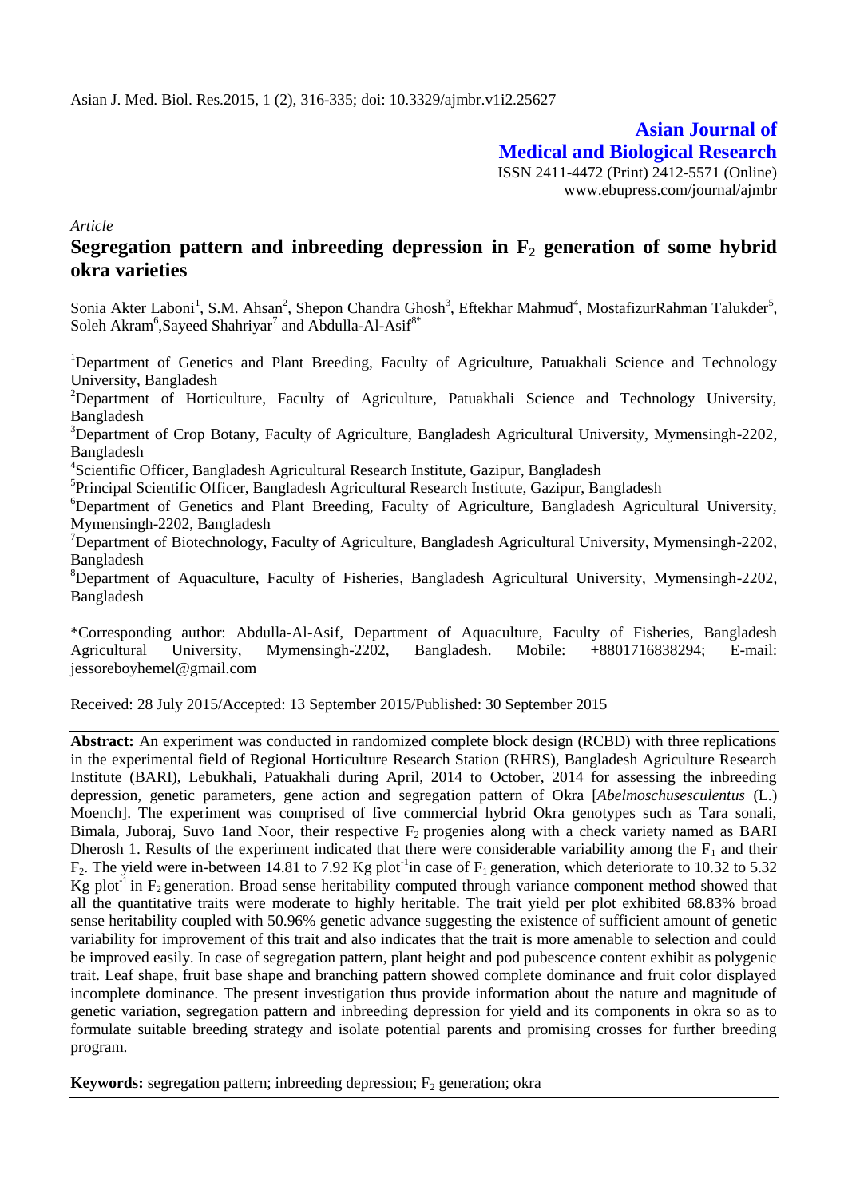Asian J. Med. Biol. Res.2015, 1 (2), 316-335; doi: 10.3329/ajmbr.v1i2.25627

**Asian Journal of Medical and Biological Research**

ISSN 2411-4472 (Print) 2412-5571 (Online)
www.ebupress.com/journal/ajmbr

*Article*

# Segregation pattern and inbreeding depression in $F_2$ generation of some hybrid okra varieties

Sonia Akter Laboni[1], S.M. Ahsan[2], Shepon Chandra Ghosh[3], Eftekhar Mahmud[4], MostafizurRahman Talukder[5], Soleh Akram[6],Sayeed Shahriyar[7] and Abdulla-Al-Asif[8*]

[1]Department of Genetics and Plant Breeding, Faculty of Agriculture, Patuakhali Science and Technology University, Bangladesh

[2]Department of Horticulture, Faculty of Agriculture, Patuakhali Science and Technology University, Bangladesh

[3]Department of Crop Botany, Faculty of Agriculture, Bangladesh Agricultural University, Mymensingh-2202, Bangladesh

[4]Scientific Officer, Bangladesh Agricultural Research Institute, Gazipur, Bangladesh

[5]Principal Scientific Officer, Bangladesh Agricultural Research Institute, Gazipur, Bangladesh

[6]Department of Genetics and Plant Breeding, Faculty of Agriculture, Bangladesh Agricultural University, Mymensingh-2202, Bangladesh

[7]Department of Biotechnology, Faculty of Agriculture, Bangladesh Agricultural University, Mymensingh-2202, Bangladesh

[8]Department of Aquaculture, Faculty of Fisheries, Bangladesh Agricultural University, Mymensingh-2202, Bangladesh

*Corresponding author: Abdulla-Al-Asif, Department of Aquaculture, Faculty of Fisheries, Bangladesh Agricultural University, Mymensingh-2202, Bangladesh. Mobile: +8801716838294; E-mail: jessoreboyhemel@gmail.com

Received: 28 July 2015/Accepted: 13 September 2015/Published: 30 September 2015

**Abstract:** An experiment was conducted in randomized complete block design (RCBD) with three replications in the experimental field of Regional Horticulture Research Station (RHRS), Bangladesh Agriculture Research Institute (BARI), Lebukhali, Patuakhali during April, 2014 to October, 2014 for assessing the inbreeding depression, genetic parameters, gene action and segregation pattern of Okra [*Abelmoschusesculentus* (L.) Moench]. The experiment was comprised of five commercial hybrid Okra genotypes such as Tara sonali, Bimala, Juboraj, Suvo 1and Noor, their respective $F_2$ progenies along with a check variety named as BARI Dherosh 1. Results of the experiment indicated that there were considerable variability among the $F_1$ and their $F_2$. The yield were in-between 14.81 to 7.92 Kg plot$^{-1}$in case of $F_1$ generation, which deteriorate to 10.32 to 5.32 Kg plot$^{-1}$ in $F_2$ generation. Broad sense heritability computed through variance component method showed that all the quantitative traits were moderate to highly heritable. The trait yield per plot exhibited 68.83% broad sense heritability coupled with 50.96% genetic advance suggesting the existence of sufficient amount of genetic variability for improvement of this trait and also indicates that the trait is more amenable to selection and could be improved easily. In case of segregation pattern, plant height and pod pubescence content exhibit as polygenic trait. Leaf shape, fruit base shape and branching pattern showed complete dominance and fruit color displayed incomplete dominance. The present investigation thus provide information about the nature and magnitude of genetic variation, segregation pattern and inbreeding depression for yield and its components in okra so as to formulate suitable breeding strategy and isolate potential parents and promising crosses for further breeding program.

**Keywords:** segregation pattern; inbreeding depression; $F_2$ generation; okra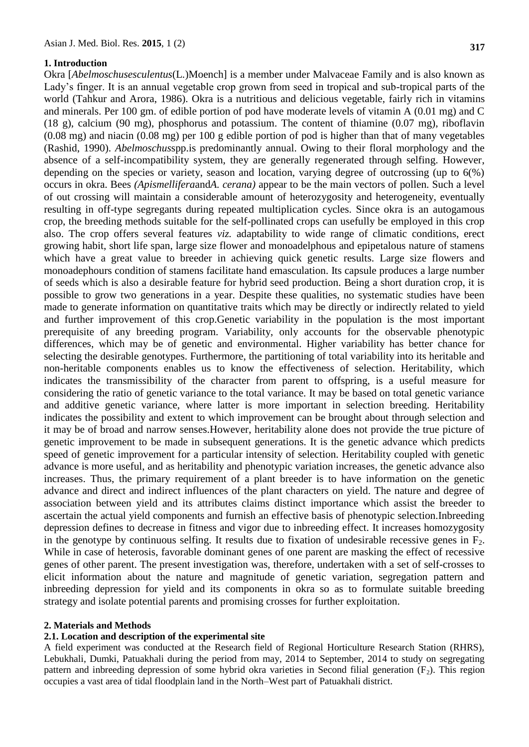## 1. Introduction

Okra [*Abelmoschusesculentus*(L.)Moench] is a member under Malvaceae Family and is also known as Lady's finger. It is an annual vegetable crop grown from seed in tropical and sub-tropical parts of the world (Tahkur and Arora, 1986). Okra is a nutritious and delicious vegetable, fairly rich in vitamins and minerals. Per 100 gm. of edible portion of pod have moderate levels of vitamin A (0.01 mg) and C (18 g), calcium (90 mg), phosphorus and potassium. The content of thiamine (0.07 mg), riboflavin (0.08 mg) and niacin (0.08 mg) per 100 g edible portion of pod is higher than that of many vegetables (Rashid, 1990). *Abelmoschus*spp.is predominantly annual. Owing to their floral morphology and the absence of a self-incompatibility system, they are generally regenerated through selfing. However, depending on the species or variety, season and location, varying degree of outcrossing (up to 6(%) occurs in okra. Bees *(Apismellifera*and*A. cerana)* appear to be the main vectors of pollen. Such a level of out crossing will maintain a considerable amount of heterozygosity and heterogeneity, eventually resulting in off-type segregants during repeated multiplication cycles. Since okra is an autogamous crop, the breeding methods suitable for the self-pollinated crops can usefully be employed in this crop also. The crop offers several features *viz.* adaptability to wide range of climatic conditions, erect growing habit, short life span, large size flower and monoadelphous and epipetalous nature of stamens which have a great value to breeder in achieving quick genetic results. Large size flowers and monoadephours condition of stamens facilitate hand emasculation. Its capsule produces a large number of seeds which is also a desirable feature for hybrid seed production. Being a short duration crop, it is possible to grow two generations in a year. Despite these qualities, no systematic studies have been made to generate information on quantitative traits which may be directly or indirectly related to yield and further improvement of this crop.Genetic variability in the population is the most important prerequisite of any breeding program. Variability, only accounts for the observable phenotypic differences, which may be of genetic and environmental. Higher variability has better chance for selecting the desirable genotypes. Furthermore, the partitioning of total variability into its heritable and non-heritable components enables us to know the effectiveness of selection. Heritability, which indicates the transmissibility of the character from parent to offspring, is a useful measure for considering the ratio of genetic variance to the total variance. It may be based on total genetic variance and additive genetic variance, where latter is more important in selection breeding. Heritability indicates the possibility and extent to which improvement can be brought about through selection and it may be of broad and narrow senses.However, heritability alone does not provide the true picture of genetic improvement to be made in subsequent generations. It is the genetic advance which predicts speed of genetic improvement for a particular intensity of selection. Heritability coupled with genetic advance is more useful, and as heritability and phenotypic variation increases, the genetic advance also increases. Thus, the primary requirement of a plant breeder is to have information on the genetic advance and direct and indirect influences of the plant characters on yield. The nature and degree of association between yield and its attributes claims distinct importance which assist the breeder to ascertain the actual yield components and furnish an effective basis of phenotypic selection.Inbreeding depression defines to decrease in fitness and vigor due to inbreeding effect. It increases homozygosity in the genotype by continuous selfing. It results due to fixation of undesirable recessive genes in $F_2$. While in case of heterosis, favorable dominant genes of one parent are masking the effect of recessive genes of other parent. The present investigation was, therefore, undertaken with a set of self-crosses to elicit information about the nature and magnitude of genetic variation, segregation pattern and inbreeding depression for yield and its components in okra so as to formulate suitable breeding strategy and isolate potential parents and promising crosses for further exploitation.

## 2. Materials and Methods

### 2.1. Location and description of the experimental site

A field experiment was conducted at the Research field of Regional Horticulture Research Station (RHRS), Lebukhali, Dumki, Patuakhali during the period from may, 2014 to September, 2014 to study on segregating pattern and inbreeding depression of some hybrid okra varieties in Second filial generation ($F_2$). This region occupies a vast area of tidal floodplain land in the North–West part of Patuakhali district.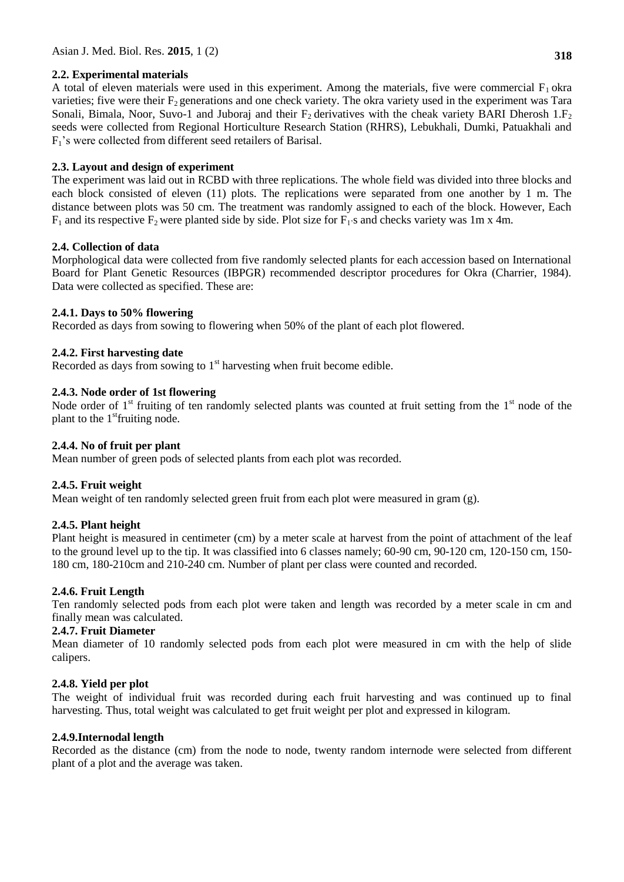### 2.2. Experimental materials

A total of eleven materials were used in this experiment. Among the materials, five were commercial $F_1$ okra varieties; five were their $F_2$ generations and one check variety. The okra variety used in the experiment was Tara Sonali, Bimala, Noor, Suvo-1 and Juboraj and their $F_2$ derivatives with the cheak variety BARI Dherosh 1.$F_2$ seeds were collected from Regional Horticulture Research Station (RHRS), Lebukhali, Dumki, Patuakhali and $F_1$'s were collected from different seed retailers of Barisal.

### 2.3. Layout and design of experiment

The experiment was laid out in RCBD with three replications. The whole field was divided into three blocks and each block consisted of eleven (11) plots. The replications were separated from one another by 1 m. The distance between plots was 50 cm. The treatment was randomly assigned to each of the block. However, Each $F_1$ and its respective $F_2$ were planted side by side. Plot size for $F_1$'s and checks variety was 1m x 4m.

### 2.4. Collection of data

Morphological data were collected from five randomly selected plants for each accession based on International Board for Plant Genetic Resources (IBPGR) recommended descriptor procedures for Okra (Charrier, 1984). Data were collected as specified. These are:

#### 2.4.1. Days to 50% flowering

Recorded as days from sowing to flowering when 50% of the plant of each plot flowered.

#### 2.4.2. First harvesting date

Recorded as days from sowing to 1st harvesting when fruit become edible.

#### 2.4.3. Node order of 1st flowering

Node order of 1st fruiting of ten randomly selected plants was counted at fruit setting from the 1st node of the plant to the 1st fruiting node.

#### 2.4.4. No of fruit per plant

Mean number of green pods of selected plants from each plot was recorded.

#### 2.4.5. Fruit weight

Mean weight of ten randomly selected green fruit from each plot were measured in gram (g).

#### 2.4.5. Plant height

Plant height is measured in centimeter (cm) by a meter scale at harvest from the point of attachment of the leaf to the ground level up to the tip. It was classified into 6 classes namely; 60-90 cm, 90-120 cm, 120-150 cm, 150-180 cm, 180-210cm and 210-240 cm. Number of plant per class were counted and recorded.

#### 2.4.6. Fruit Length

Ten randomly selected pods from each plot were taken and length was recorded by a meter scale in cm and finally mean was calculated.

#### 2.4.7. Fruit Diameter

Mean diameter of 10 randomly selected pods from each plot were measured in cm with the help of slide calipers.

#### 2.4.8. Yield per plot

The weight of individual fruit was recorded during each fruit harvesting and was continued up to final harvesting. Thus, total weight was calculated to get fruit weight per plot and expressed in kilogram.

#### 2.4.9. Internodal length

Recorded as the distance (cm) from the node to node, twenty random internode were selected from different plant of a plot and the average was taken.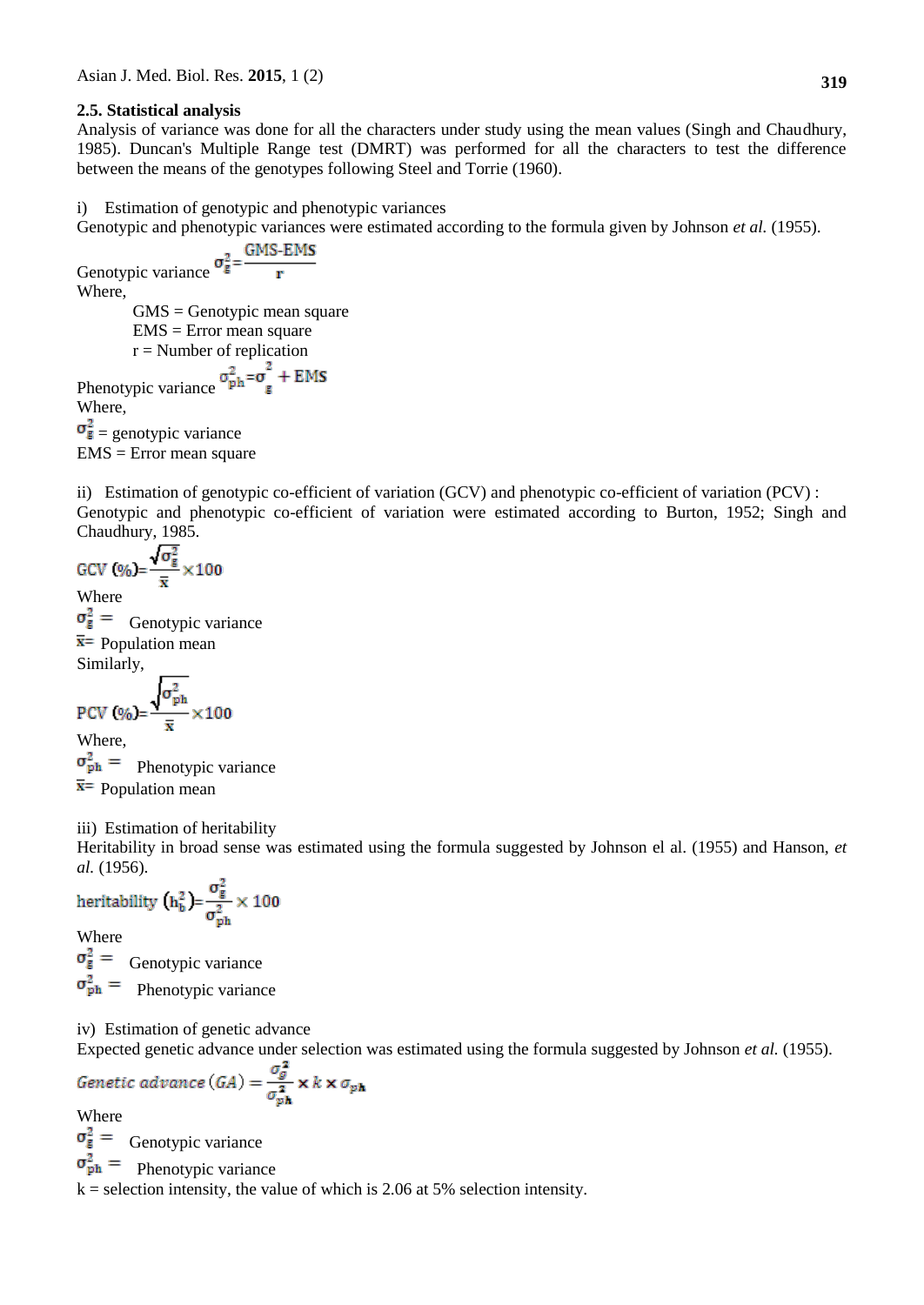### 2.5. Statistical analysis

Analysis of variance was done for all the characters under study using the mean values (Singh and Chaudhury, 1985). Duncan's Multiple Range test (DMRT) was performed for all the characters to test the difference between the means of the genotypes following Steel and Torrie (1960).

i) Estimation of genotypic and phenotypic variances

Genotypic and phenotypic variances were estimated according to the formula given by Johnson *et al.* (1955).

Genotypic variance $\sigma_g^2 = \frac{\text{GMS-EMS}}{r}$

Where,

GMS = Genotypic mean square
EMS = Error mean square
r = Number of replication

Phenotypic variance $\sigma_{ph}^2 = \sigma_g^2 + \text{EMS}$

Where,

$\sigma_g^2$ = genotypic variance
EMS = Error mean square

ii) Estimation of genotypic co-efficient of variation (GCV) and phenotypic co-efficient of variation (PCV) :

Genotypic and phenotypic co-efficient of variation were estimated according to Burton, 1952; Singh and Chaudhury, 1985.

$$\text{GCV (\%)} = \frac{\sqrt{\sigma_g^2}}{\bar{x}} \times 100$$

Where

$\sigma_g^2$ = Genotypic variance
$\bar{x}$ = Population mean

Similarly,

$$\text{PCV (\%)} = \frac{\sqrt{\sigma_{ph}^2}}{\bar{x}} \times 100$$

Where,

$\sigma_{ph}^2$ = Phenotypic variance
$\bar{x}$ = Population mean

iii) Estimation of heritability

Heritability in broad sense was estimated using the formula suggested by Johnson el al. (1955) and Hanson, *et al.* (1956).

$$\text{heritability } (h_b^2) = \frac{\sigma_g^2}{\sigma_{ph}^2} \times 100$$

Where

$\sigma_g^2$ = Genotypic variance
$\sigma_{ph}^2$ = Phenotypic variance

iv) Estimation of genetic advance

Expected genetic advance under selection was estimated using the formula suggested by Johnson *et al.* (1955).

$$\textit{Genetic advance (GA)} = \frac{\sigma_g^2}{\sigma_{ph}^2} \times k \times \sigma_{ph}$$

Where

$\sigma_g^2$ = Genotypic variance
$\sigma_{ph}^2$ = Phenotypic variance
k = selection intensity, the value of which is 2.06 at 5% selection intensity.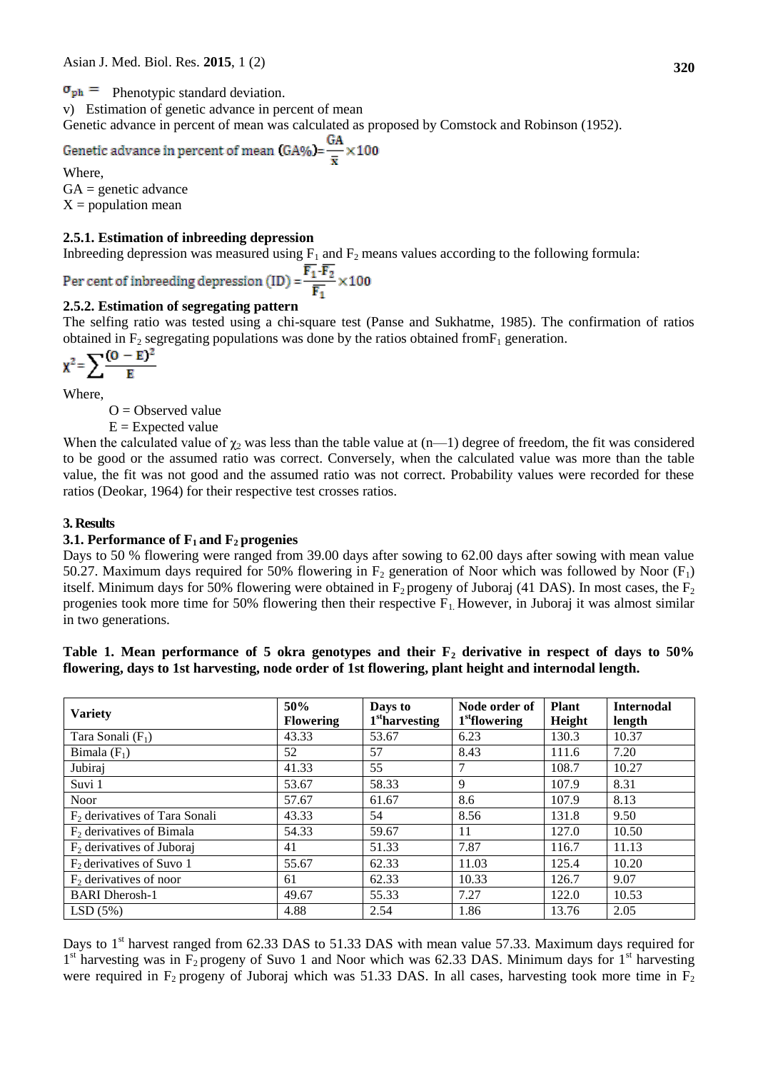$\sigma_{ph}$ = Phenotypic standard deviation.

v) Estimation of genetic advance in percent of mean

Genetic advance in percent of mean was calculated as proposed by Comstock and Robinson (1952).

$$\text{Genetic advance in percent of mean (GA\%)} = \frac{GA}{\bar{x}} \times 100$$

Where,

GA = genetic advance

X = population mean

### 2.5.1. Estimation of inbreeding depression

Inbreeding depression was measured using $F_1$ and $F_2$ means values according to the following formula:

$$\text{Per cent of inbreeding depression (ID)} = \frac{\overline{F_1} - \overline{F_2}}{\overline{F_1}} \times 100$$

### 2.5.2. Estimation of segregating pattern

The selfing ratio was tested using a chi-square test (Panse and Sukhatme, 1985). The confirmation of ratios obtained in $F_2$ segregating populations was done by the ratios obtained from$F_1$ generation.

$$\chi^2 = \sum \frac{(O - E)^2}{E}$$

Where,

O = Observed value

E = Expected value

When the calculated value of $\chi_2$ was less than the table value at (n—1) degree of freedom, the fit was considered to be good or the assumed ratio was correct. Conversely, when the calculated value was more than the table value, the fit was not good and the assumed ratio was not correct. Probability values were recorded for these ratios (Deokar, 1964) for their respective test crosses ratios.

## 3. Results

### 3.1. Performance of $F_1$ and $F_2$ progenies

Days to 50 % flowering were ranged from 39.00 days after sowing to 62.00 days after sowing with mean value 50.27. Maximum days required for 50% flowering in $F_2$ generation of Noor which was followed by Noor ($F_1$) itself. Minimum days for 50% flowering were obtained in $F_2$ progeny of Juboraj (41 DAS). In most cases, the $F_2$ progenies took more time for 50% flowering then their respective $F_1$. However, in Juboraj it was almost similar in two generations.

**Table 1. Mean performance of 5 okra genotypes and their $F_2$ derivative in respect of days to 50% flowering, days to 1st harvesting, node order of 1st flowering, plant height and internodal length.**

| Variety | 50% Flowering | Days to 1st harvesting | Node order of 1st flowering | Plant Height | Internodal length |
|---|---|---|---|---|---|
| Tara Sonali ($F_1$) | 43.33 | 53.67 | 6.23 | 130.3 | 10.37 |
| Bimala ($F_1$) | 52 | 57 | 8.43 | 111.6 | 7.20 |
| Jubiraj | 41.33 | 55 | 7 | 108.7 | 10.27 |
| Suvi 1 | 53.67 | 58.33 | 9 | 107.9 | 8.31 |
| Noor | 57.67 | 61.67 | 8.6 | 107.9 | 8.13 |
| $F_2$ derivatives of Tara Sonali | 43.33 | 54 | 8.56 | 131.8 | 9.50 |
| $F_2$ derivatives of Bimala | 54.33 | 59.67 | 11 | 127.0 | 10.50 |
| $F_2$ derivatives of Juboraj | 41 | 51.33 | 7.87 | 116.7 | 11.13 |
| $F_2$ derivatives of Suvo 1 | 55.67 | 62.33 | 11.03 | 125.4 | 10.20 |
| $F_2$ derivatives of noor | 61 | 62.33 | 10.33 | 126.7 | 9.07 |
| BARI Dherosh-1 | 49.67 | 55.33 | 7.27 | 122.0 | 10.53 |
| LSD (5%) | 4.88 | 2.54 | 1.86 | 13.76 | 2.05 |

Days to 1st harvest ranged from 62.33 DAS to 51.33 DAS with mean value 57.33. Maximum days required for 1st harvesting was in $F_2$ progeny of Suvo 1 and Noor which was 62.33 DAS. Minimum days for 1st harvesting were required in $F_2$ progeny of Juboraj which was 51.33 DAS. In all cases, harvesting took more time in $F_2$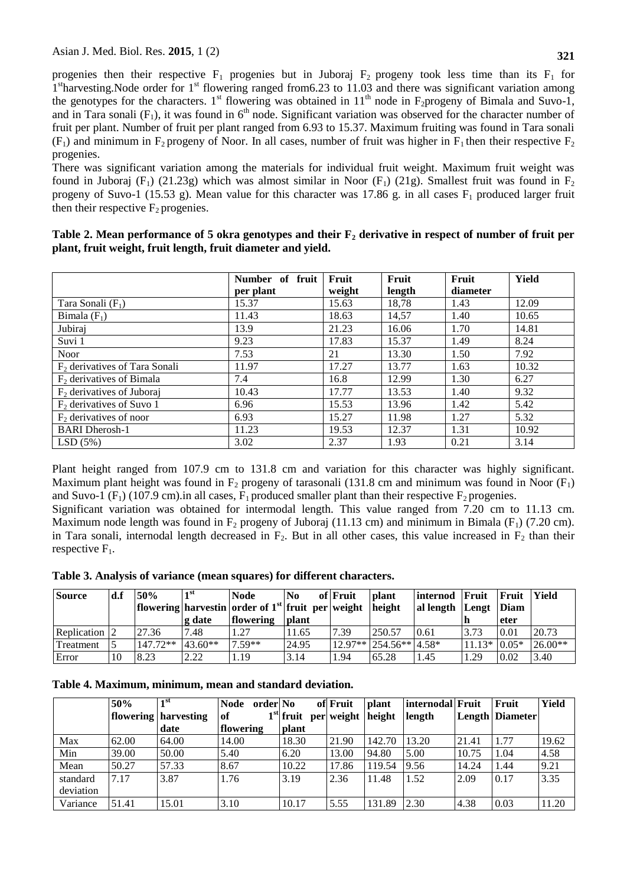progenies then their respective $F_1$ progenies but in Juboraj $F_2$ progeny took less time than its $F_1$ for 1[st] harvesting.Node order for 1[st] flowering ranged from6.23 to 11.03 and there was significant variation among the genotypes for the characters. 1[st] flowering was obtained in 11[th] node in $F_2$progeny of Bimala and Suvo-1, and in Tara sonali ($F_1$), it was found in 6[th] node. Significant variation was observed for the character number of fruit per plant. Number of fruit per plant ranged from 6.93 to 15.37. Maximum fruiting was found in Tara sonali ($F_1$) and minimum in $F_2$ progeny of Noor. In all cases, number of fruit was higher in $F_1$ then their respective $F_2$ progenies.

There was significant variation among the materials for individual fruit weight. Maximum fruit weight was found in Juboraj ($F_1$) (21.23g) which was almost similar in Noor ($F_1$) (21g). Smallest fruit was found in $F_2$ progeny of Suvo-1 (15.53 g). Mean value for this character was 17.86 g. in all cases $F_1$ produced larger fruit then their respective $F_2$ progenies.

**Table 2. Mean performance of 5 okra genotypes and their $F_2$ derivative in respect of number of fruit per plant, fruit weight, fruit length, fruit diameter and yield.**

| | Number of fruit per plant | Fruit weight | Fruit length | Fruit diameter | Yield |
|---|---|---|---|---|---|
| Tara Sonali ($F_1$) | 15.37 | 15.63 | 18,78 | 1.43 | 12.09 |
| Bimala ($F_1$) | 11.43 | 18.63 | 14,57 | 1.40 | 10.65 |
| Jubiraj | 13.9 | 21.23 | 16.06 | 1.70 | 14.81 |
| Suvi 1 | 9.23 | 17.83 | 15.37 | 1.49 | 8.24 |
| Noor | 7.53 | 21 | 13.30 | 1.50 | 7.92 |
| $F_2$ derivatives of Tara Sonali | 11.97 | 17.27 | 13.77 | 1.63 | 10.32 |
| $F_2$ derivatives of Bimala | 7.4 | 16.8 | 12.99 | 1.30 | 6.27 |
| $F_2$ derivatives of Juboraj | 10.43 | 17.77 | 13.53 | 1.40 | 9.32 |
| $F_2$ derivatives of Suvo 1 | 6.96 | 15.53 | 13.96 | 1.42 | 5.42 |
| $F_2$ derivatives of noor | 6.93 | 15.27 | 11.98 | 1.27 | 5.32 |
| BARI Dherosh-1 | 11.23 | 19.53 | 12.37 | 1.31 | 10.92 |
| LSD (5%) | 3.02 | 2.37 | 1.93 | 0.21 | 3.14 |

Plant height ranged from 107.9 cm to 131.8 cm and variation for this character was highly significant. Maximum plant height was found in $F_2$ progeny of tarasonali (131.8 cm and minimum was found in Noor ($F_1$) and Suvo-1 ($F_1$) (107.9 cm).in all cases, $F_1$ produced smaller plant than their respective $F_2$ progenies.

Significant variation was obtained for intermodal length. This value ranged from 7.20 cm to 11.13 cm. Maximum node length was found in $F_2$ progeny of Juboraj (11.13 cm) and minimum in Bimala ($F_1$) (7.20 cm). in Tara sonali, internodal length decreased in $F_2$. But in all other cases, this value increased in $F_2$ than their respective $F_1$.

**Table 3. Analysis of variance (mean squares) for different characters.**

| Source | d.f | 50% flowering | 1[st] harvesting date | Node order of 1[st] flowering | No of fruit per plant | Fruit weight | plant height | internodal length | Fruit Length | Fruit Diameter | Yield |
|---|---|---|---|---|---|---|---|---|---|---|---|
| Replication | 2 | 27.36 | 7.48 | 1.27 | 11.65 | 7.39 | 250.57 | 0.61 | 3.73 | 0.01 | 20.73 |
| Treatment | 5 | 147.72** | 43.60** | 7.59** | 24.95 | 12.97** | 254.56** | 4.58* | 11.13* | 0.05* | 26.00** |
| Error | 10 | 8.23 | 2.22 | 1.19 | 3.14 | 1.94 | 65.28 | 1.45 | 1.29 | 0.02 | 3.40 |

**Table 4. Maximum, minimum, mean and standard deviation.**

| | 50% flowering | 1[st] harvesting date | Node order of 1[st] flowering | No of fruit per plant | Fruit weight | plant height | internodal length | Fruit Length | Fruit Diameter | Yield |
|---|---|---|---|---|---|---|---|---|---|---|
| Max | 62.00 | 64.00 | 14.00 | 18.30 | 21.90 | 142.70 | 13.20 | 21.41 | 1.77 | 19.62 |
| Min | 39.00 | 50.00 | 5.40 | 6.20 | 13.00 | 94.80 | 5.00 | 10.75 | 1.04 | 4.58 |
| Mean | 50.27 | 57.33 | 8.67 | 10.22 | 17.86 | 119.54 | 9.56 | 14.24 | 1.44 | 9.21 |
| standard deviation | 7.17 | 3.87 | 1.76 | 3.19 | 2.36 | 11.48 | 1.52 | 2.09 | 0.17 | 3.35 |
| Variance | 51.41 | 15.01 | 3.10 | 10.17 | 5.55 | 131.89 | 2.30 | 4.38 | 0.03 | 11.20 |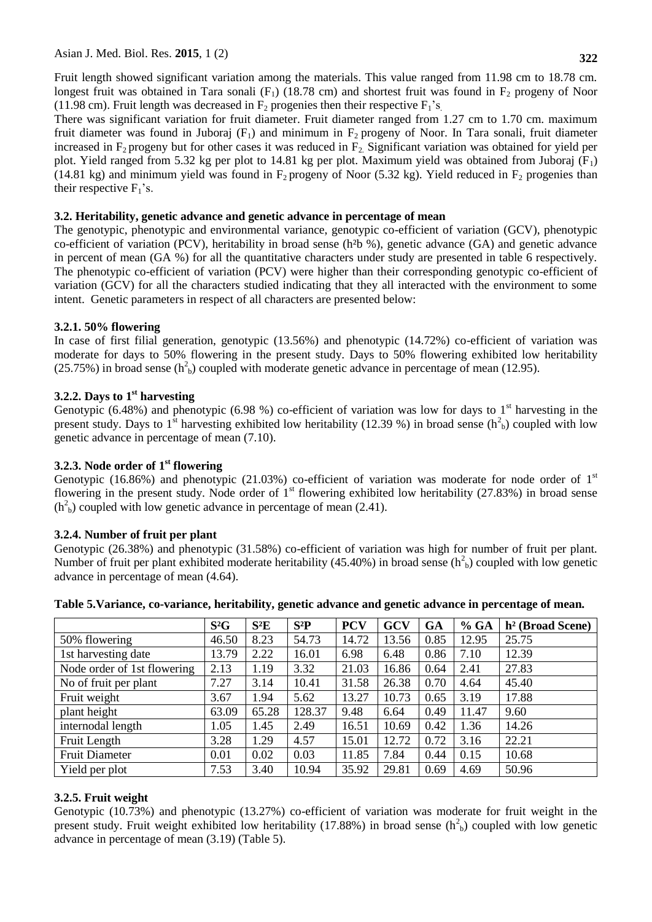Fruit length showed significant variation among the materials. This value ranged from 11.98 cm to 18.78 cm. longest fruit was obtained in Tara sonali ($F_1$) (18.78 cm) and shortest fruit was found in $F_2$ progeny of Noor (11.98 cm). Fruit length was decreased in $F_2$ progenies then their respective $F_1$'s.

There was significant variation for fruit diameter. Fruit diameter ranged from 1.27 cm to 1.70 cm. maximum fruit diameter was found in Juboraj ($F_1$) and minimum in $F_2$ progeny of Noor. In Tara sonali, fruit diameter increased in $F_2$ progeny but for other cases it was reduced in $F_2$. Significant variation was obtained for yield per plot. Yield ranged from 5.32 kg per plot to 14.81 kg per plot. Maximum yield was obtained from Juboraj ($F_1$) (14.81 kg) and minimum yield was found in $F_2$ progeny of Noor (5.32 kg). Yield reduced in $F_2$ progenies than their respective $F_1$'s.

### 3.2. Heritability, genetic advance and genetic advance in percentage of mean

The genotypic, phenotypic and environmental variance, genotypic co-efficient of variation (GCV), phenotypic co-efficient of variation (PCV), heritability in broad sense ($h^2b$ %), genetic advance (GA) and genetic advance in percent of mean (GA %) for all the quantitative characters under study are presented in table 6 respectively. The phenotypic co-efficient of variation (PCV) were higher than their corresponding genotypic co-efficient of variation (GCV) for all the characters studied indicating that they all interacted with the environment to some intent. Genetic parameters in respect of all characters are presented below:

#### 3.2.1. 50% flowering

In case of first filial generation, genotypic (13.56%) and phenotypic (14.72%) co-efficient of variation was moderate for days to 50% flowering in the present study. Days to 50% flowering exhibited low heritability (25.75%) in broad sense ($h^2_b$) coupled with moderate genetic advance in percentage of mean (12.95).

#### 3.2.2. Days to 1st harvesting

Genotypic (6.48%) and phenotypic (6.98 %) co-efficient of variation was low for days to 1st harvesting in the present study. Days to 1st harvesting exhibited low heritability (12.39 %) in broad sense ($h^2_b$) coupled with low genetic advance in percentage of mean (7.10).

#### 3.2.3. Node order of 1st flowering

Genotypic (16.86%) and phenotypic (21.03%) co-efficient of variation was moderate for node order of 1st flowering in the present study. Node order of 1st flowering exhibited low heritability (27.83%) in broad sense ($h^2_b$) coupled with low genetic advance in percentage of mean (2.41).

#### 3.2.4. Number of fruit per plant

Genotypic (26.38%) and phenotypic (31.58%) co-efficient of variation was high for number of fruit per plant. Number of fruit per plant exhibited moderate heritability (45.40%) in broad sense ($h^2_b$) coupled with low genetic advance in percentage of mean (4.64).

**Table 5.Variance, co-variance, heritability, genetic advance and genetic advance in percentage of mean.**

| | $S^2G$ | $S^2E$ | $S^2P$ | PCV | GCV | GA | % GA | $h^2$ (Broad Scene) |
|---|---|---|---|---|---|---|---|---|
| 50% flowering | 46.50 | 8.23 | 54.73 | 14.72 | 13.56 | 0.85 | 12.95 | 25.75 |
| 1st harvesting date | 13.79 | 2.22 | 16.01 | 6.98 | 6.48 | 0.86 | 7.10 | 12.39 |
| Node order of 1st flowering | 2.13 | 1.19 | 3.32 | 21.03 | 16.86 | 0.64 | 2.41 | 27.83 |
| No of fruit per plant | 7.27 | 3.14 | 10.41 | 31.58 | 26.38 | 0.70 | 4.64 | 45.40 |
| Fruit weight | 3.67 | 1.94 | 5.62 | 13.27 | 10.73 | 0.65 | 3.19 | 17.88 |
| plant height | 63.09 | 65.28 | 128.37 | 9.48 | 6.64 | 0.49 | 11.47 | 9.60 |
| internodal length | 1.05 | 1.45 | 2.49 | 16.51 | 10.69 | 0.42 | 1.36 | 14.26 |
| Fruit Length | 3.28 | 1.29 | 4.57 | 15.01 | 12.72 | 0.72 | 3.16 | 22.21 |
| Fruit Diameter | 0.01 | 0.02 | 0.03 | 11.85 | 7.84 | 0.44 | 0.15 | 10.68 |
| Yield per plot | 7.53 | 3.40 | 10.94 | 35.92 | 29.81 | 0.69 | 4.69 | 50.96 |

#### 3.2.5. Fruit weight

Genotypic (10.73%) and phenotypic (13.27%) co-efficient of variation was moderate for fruit weight in the present study. Fruit weight exhibited low heritability (17.88%) in broad sense ($h^2_b$) coupled with low genetic advance in percentage of mean (3.19) (Table 5).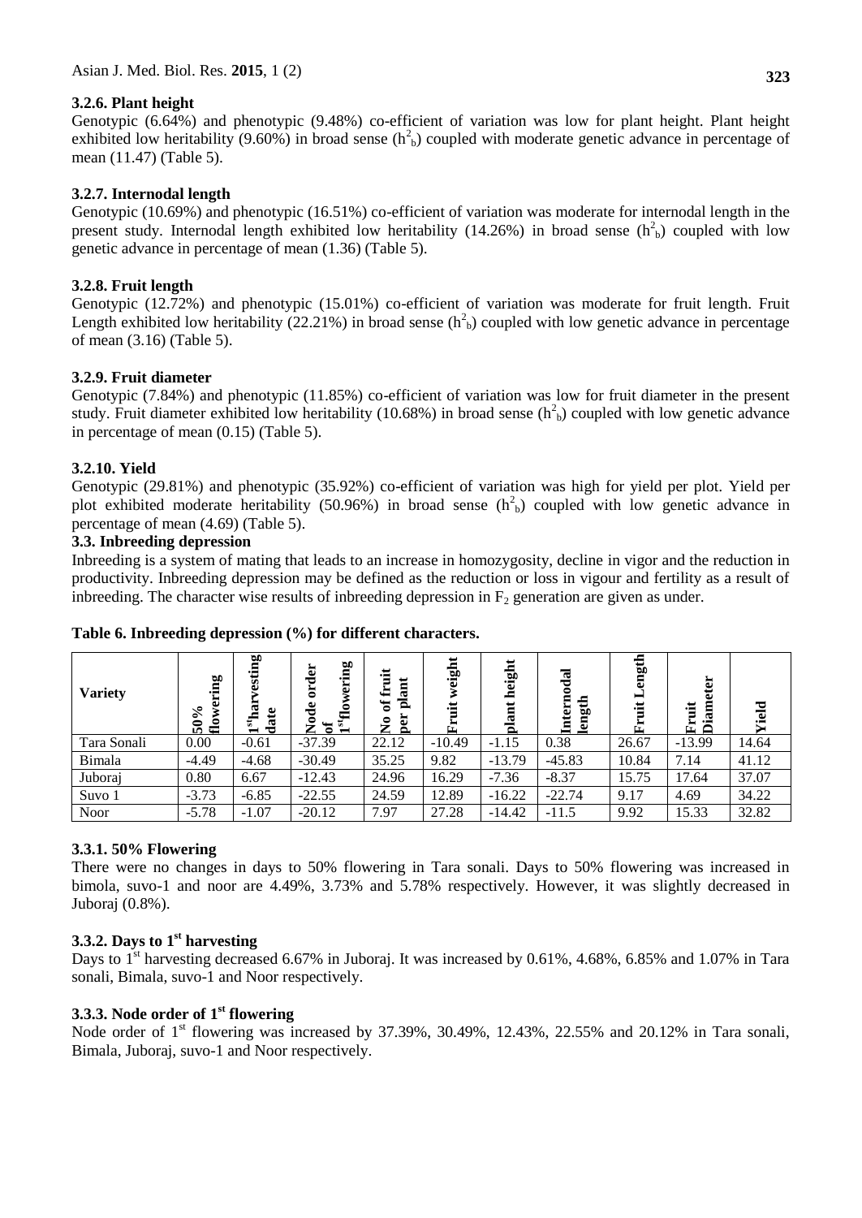### 3.2.6. Plant height

Genotypic (6.64%) and phenotypic (9.48%) co-efficient of variation was low for plant height. Plant height exhibited low heritability (9.60%) in broad sense ($h^2_b$) coupled with moderate genetic advance in percentage of mean (11.47) (Table 5).

### 3.2.7. Internodal length

Genotypic (10.69%) and phenotypic (16.51%) co-efficient of variation was moderate for internodal length in the present study. Internodal length exhibited low heritability (14.26%) in broad sense ($h^2_b$) coupled with low genetic advance in percentage of mean (1.36) (Table 5).

### 3.2.8. Fruit length

Genotypic (12.72%) and phenotypic (15.01%) co-efficient of variation was moderate for fruit length. Fruit Length exhibited low heritability (22.21%) in broad sense ($h^2_b$) coupled with low genetic advance in percentage of mean (3.16) (Table 5).

### 3.2.9. Fruit diameter

Genotypic (7.84%) and phenotypic (11.85%) co-efficient of variation was low for fruit diameter in the present study. Fruit diameter exhibited low heritability (10.68%) in broad sense ($h^2_b$) coupled with low genetic advance in percentage of mean (0.15) (Table 5).

### 3.2.10. Yield

Genotypic (29.81%) and phenotypic (35.92%) co-efficient of variation was high for yield per plot. Yield per plot exhibited moderate heritability (50.96%) in broad sense ($h^2_b$) coupled with low genetic advance in percentage of mean (4.69) (Table 5).

## 3.3. Inbreeding depression

Inbreeding is a system of mating that leads to an increase in homozygosity, decline in vigor and the reduction in productivity. Inbreeding depression may be defined as the reduction or loss in vigour and fertility as a result of inbreeding. The character wise results of inbreeding depression in $F_2$ generation are given as under.

**Table 6. Inbreeding depression (%) for different characters.**

| Variety | 50% flowering | 1st harvesting date | Node order of 1st flowering | No of fruit per plant | Fruit weight | plant height | Internodal length | Fruit Length | Fruit Diameter | Yield |
|---|---|---|---|---|---|---|---|---|---|---|
| Tara Sonali | 0.00 | -0.61 | -37.39 | 22.12 | -10.49 | -1.15 | 0.38 | 26.67 | -13.99 | 14.64 |
| Bimala | -4.49 | -4.68 | -30.49 | 35.25 | 9.82 | -13.79 | -45.83 | 10.84 | 7.14 | 41.12 |
| Juboraj | 0.80 | 6.67 | -12.43 | 24.96 | 16.29 | -7.36 | -8.37 | 15.75 | 17.64 | 37.07 |
| Suvo 1 | -3.73 | -6.85 | -22.55 | 24.59 | 12.89 | -16.22 | -22.74 | 9.17 | 4.69 | 34.22 |
| Noor | -5.78 | -1.07 | -20.12 | 7.97 | 27.28 | -14.42 | -11.5 | 9.92 | 15.33 | 32.82 |

### 3.3.1. 50% Flowering

There were no changes in days to 50% flowering in Tara sonali. Days to 50% flowering was increased in bimola, suvo-1 and noor are 4.49%, 3.73% and 5.78% respectively. However, it was slightly decreased in Juboraj (0.8%).

### 3.3.2. Days to 1st harvesting

Days to 1st harvesting decreased 6.67% in Juboraj. It was increased by 0.61%, 4.68%, 6.85% and 1.07% in Tara sonali, Bimala, suvo-1 and Noor respectively.

### 3.3.3. Node order of 1st flowering

Node order of 1st flowering was increased by 37.39%, 30.49%, 12.43%, 22.55% and 20.12% in Tara sonali, Bimala, Juboraj, suvo-1 and Noor respectively.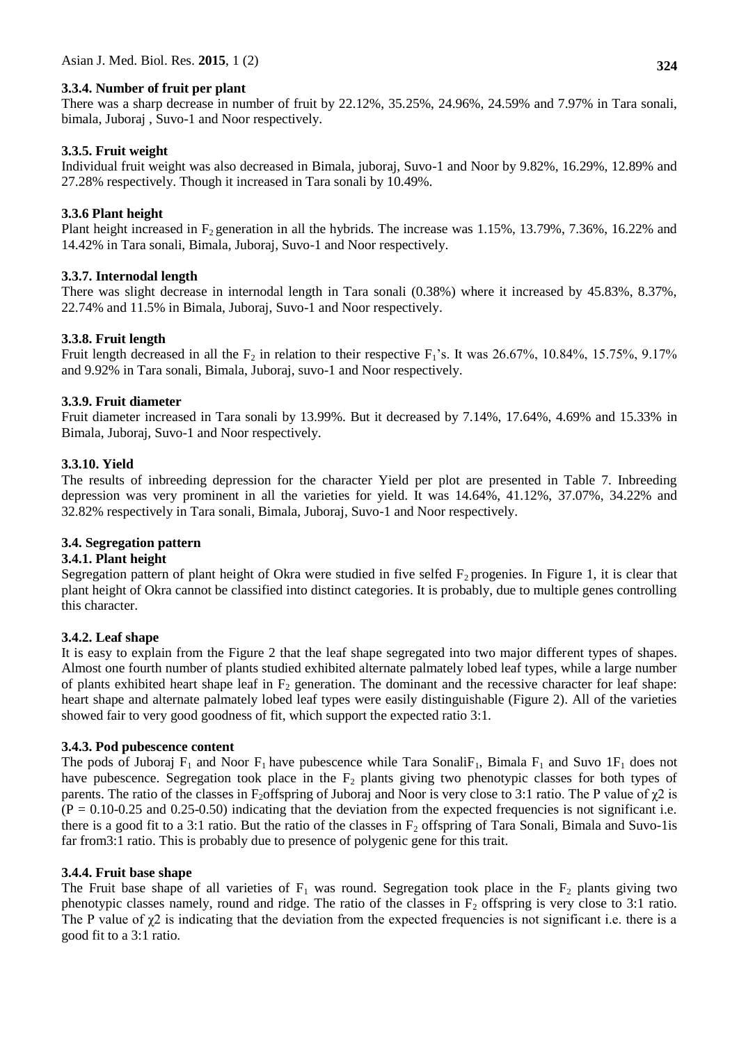### 3.3.4. Number of fruit per plant

There was a sharp decrease in number of fruit by 22.12%, 35.25%, 24.96%, 24.59% and 7.97% in Tara sonali, bimala, Juboraj , Suvo-1 and Noor respectively.

### 3.3.5. Fruit weight

Individual fruit weight was also decreased in Bimala, juboraj, Suvo-1 and Noor by 9.82%, 16.29%, 12.89% and 27.28% respectively. Though it increased in Tara sonali by 10.49%.

### 3.3.6 Plant height

Plant height increased in $F_2$ generation in all the hybrids. The increase was 1.15%, 13.79%, 7.36%, 16.22% and 14.42% in Tara sonali, Bimala, Juboraj, Suvo-1 and Noor respectively.

### 3.3.7. Internodal length

There was slight decrease in internodal length in Tara sonali (0.38%) where it increased by 45.83%, 8.37%, 22.74% and 11.5% in Bimala, Juboraj, Suvo-1 and Noor respectively.

### 3.3.8. Fruit length

Fruit length decreased in all the $F_2$ in relation to their respective $F_1$'s. It was 26.67%, 10.84%, 15.75%, 9.17% and 9.92% in Tara sonali, Bimala, Juboraj, suvo-1 and Noor respectively.

### 3.3.9. Fruit diameter

Fruit diameter increased in Tara sonali by 13.99%. But it decreased by 7.14%, 17.64%, 4.69% and 15.33% in Bimala, Juboraj, Suvo-1 and Noor respectively.

### 3.3.10. Yield

The results of inbreeding depression for the character Yield per plot are presented in Table 7. Inbreeding depression was very prominent in all the varieties for yield. It was 14.64%, 41.12%, 37.07%, 34.22% and 32.82% respectively in Tara sonali, Bimala, Juboraj, Suvo-1 and Noor respectively.

## 3.4. Segregation pattern

### 3.4.1. Plant height

Segregation pattern of plant height of Okra were studied in five selfed $F_2$ progenies. In Figure 1, it is clear that plant height of Okra cannot be classified into distinct categories. It is probably, due to multiple genes controlling this character.

### 3.4.2. Leaf shape

It is easy to explain from the Figure 2 that the leaf shape segregated into two major different types of shapes. Almost one fourth number of plants studied exhibited alternate palmately lobed leaf types, while a large number of plants exhibited heart shape leaf in $F_2$ generation. The dominant and the recessive character for leaf shape: heart shape and alternate palmately lobed leaf types were easily distinguishable (Figure 2). All of the varieties showed fair to very good goodness of fit, which support the expected ratio 3:1.

### 3.4.3. Pod pubescence content

The pods of Juboraj $F_1$ and Noor $F_1$ have pubescence while Tara Sonali$F_1$, Bimala $F_1$ and Suvo 1$F_1$ does not have pubescence. Segregation took place in the $F_2$ plants giving two phenotypic classes for both types of parents. The ratio of the classes in $F_2$offspring of Juboraj and Noor is very close to 3:1 ratio. The P value of $\chi2$ is (P = 0.10-0.25 and 0.25-0.50) indicating that the deviation from the expected frequencies is not significant i.e. there is a good fit to a 3:1 ratio. But the ratio of the classes in $F_2$ offspring of Tara Sonali, Bimala and Suvo-1is far from3:1 ratio. This is probably due to presence of polygenic gene for this trait.

### 3.4.4. Fruit base shape

The Fruit base shape of all varieties of $F_1$ was round. Segregation took place in the $F_2$ plants giving two phenotypic classes namely, round and ridge. The ratio of the classes in $F_2$ offspring is very close to 3:1 ratio. The P value of $\chi2$ is indicating that the deviation from the expected frequencies is not significant i.e. there is a good fit to a 3:1 ratio.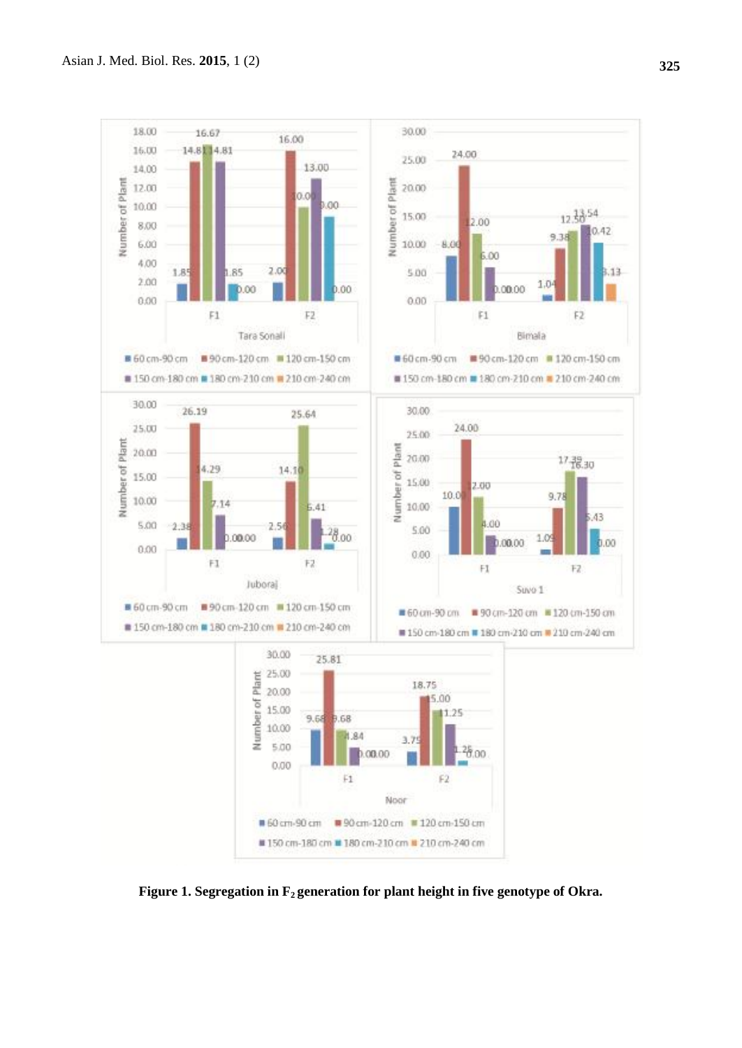**Figure 1. Segregation in $F_2$ generation for plant height in five genotype of Okra.**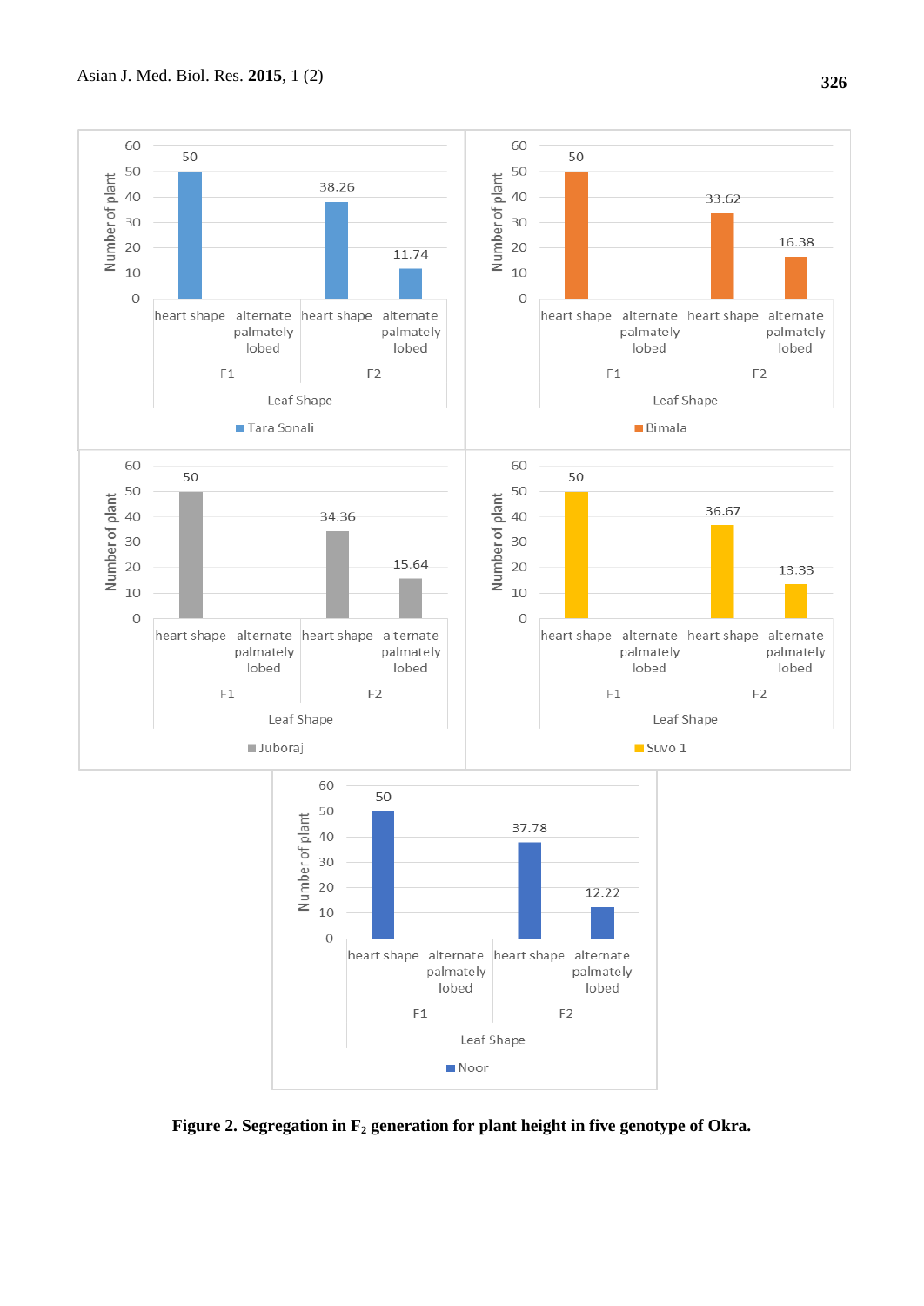**Tara Sonali**

| Generation | Leaf Shape | Number of plant |
|---|---|---|
| F1 | heart shape | 50 |
| F1 | alternate palmately lobed | |
| F2 | heart shape | 38.26 |
| F2 | alternate palmately lobed | 11.74 |

**Bimala**

| Generation | Leaf Shape | Number of plant |
|---|---|---|
| F1 | heart shape | 50 |
| F1 | alternate palmately lobed | |
| F2 | heart shape | 33.62 |
| F2 | alternate palmately lobed | 16.38 |

**Juboraj**

| Generation | Leaf Shape | Number of plant |
|---|---|---|
| F1 | heart shape | 50 |
| F1 | alternate palmately lobed | |
| F2 | heart shape | 34.36 |
| F2 | alternate palmately lobed | 15.64 |

**Suvo 1**

| Generation | Leaf Shape | Number of plant |
|---|---|---|
| F1 | heart shape | 50 |
| F1 | alternate palmately lobed | |
| F2 | heart shape | 36.67 |
| F2 | alternate palmately lobed | 13.33 |

**Noor**

| Generation | Leaf Shape | Number of plant |
|---|---|---|
| F1 | heart shape | 50 |
| F1 | alternate palmately lobed | |
| F2 | heart shape | 37.78 |
| F2 | alternate palmately lobed | 12.22 |

**Figure 2. Segregation in $F_2$ generation for plant height in five genotype of Okra.**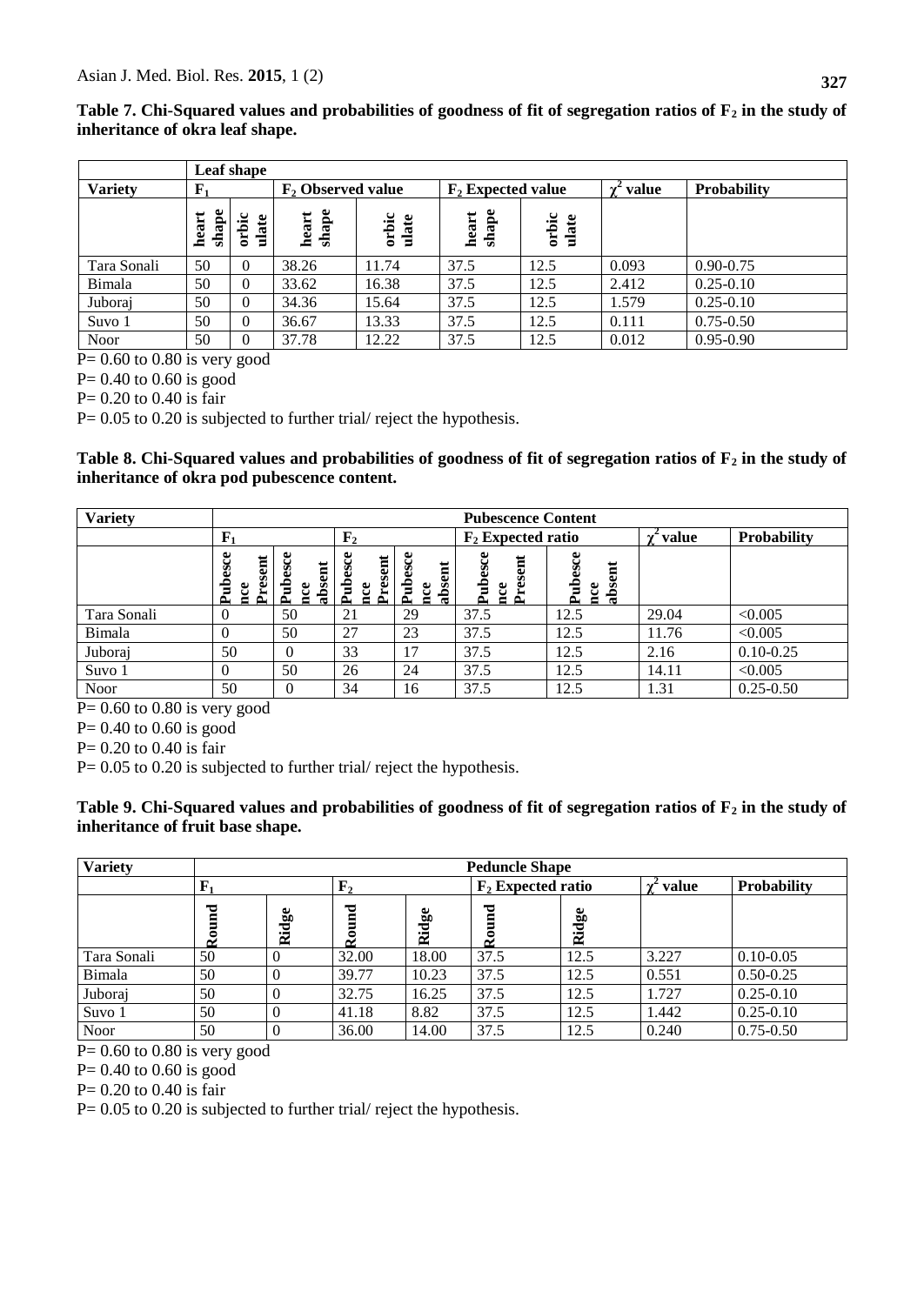**Table 7. Chi-Squared values and probabilities of goodness of fit of segregation ratios of $F_2$ in the study of inheritance of okra leaf shape.**

| | Leaf shape | | | | | | | |
|---|---|---|---|---|---|---|---|---|
| **Variety** | $F_1$ | | $F_2$ Observed value | | $F_2$ Expected value | | $\chi^2$ value | **Probability** |
| | heart shape | orbic ulate | heart shape | orbic ulate | heart shape | orbic ulate | | |
| Tara Sonali | 50 | 0 | 38.26 | 11.74 | 37.5 | 12.5 | 0.093 | 0.90-0.75 |
| Bimala | 50 | 0 | 33.62 | 16.38 | 37.5 | 12.5 | 2.412 | 0.25-0.10 |
| Juboraj | 50 | 0 | 34.36 | 15.64 | 37.5 | 12.5 | 1.579 | 0.25-0.10 |
| Suvo 1 | 50 | 0 | 36.67 | 13.33 | 37.5 | 12.5 | 0.111 | 0.75-0.50 |
| Noor | 50 | 0 | 37.78 | 12.22 | 37.5 | 12.5 | 0.012 | 0.95-0.90 |

P= 0.60 to 0.80 is very good

P= 0.40 to 0.60 is good

P= 0.20 to 0.40 is fair

P= 0.05 to 0.20 is subjected to further trial/ reject the hypothesis.

**Table 8. Chi-Squared values and probabilities of goodness of fit of segregation ratios of $F_2$ in the study of inheritance of okra pod pubescence content.**

| **Variety** | **Pubescence Content** | | | | | | | |
|---|---|---|---|---|---|---|---|---|
| | $F_1$ | | $F_2$ | | $F_2$ Expected ratio | | $\chi^2$ value | **Probability** |
| | Pubescence Present | Pubescence absent | Pubescence Present | Pubescence absent | Pubescence Present | Pubescence absent | | |
| Tara Sonali | 0 | 50 | 21 | 29 | 37.5 | 12.5 | 29.04 | <0.005 |
| Bimala | 0 | 50 | 27 | 23 | 37.5 | 12.5 | 11.76 | <0.005 |
| Juboraj | 50 | 0 | 33 | 17 | 37.5 | 12.5 | 2.16 | 0.10-0.25 |
| Suvo 1 | 0 | 50 | 26 | 24 | 37.5 | 12.5 | 14.11 | <0.005 |
| Noor | 50 | 0 | 34 | 16 | 37.5 | 12.5 | 1.31 | 0.25-0.50 |

P= 0.60 to 0.80 is very good

P= 0.40 to 0.60 is good

P= 0.20 to 0.40 is fair

P= 0.05 to 0.20 is subjected to further trial/ reject the hypothesis.

**Table 9. Chi-Squared values and probabilities of goodness of fit of segregation ratios of $F_2$ in the study of inheritance of fruit base shape.**

| **Variety** | **Peduncle Shape** | | | | | | | |
|---|---|---|---|---|---|---|---|---|
| | $F_1$ | | $F_2$ | | $F_2$ Expected ratio | | $\chi^2$ value | **Probability** |
| | Round | Ridge | Round | Ridge | Round | Ridge | | |
| Tara Sonali | 50 | 0 | 32.00 | 18.00 | 37.5 | 12.5 | 3.227 | 0.10-0.05 |
| Bimala | 50 | 0 | 39.77 | 10.23 | 37.5 | 12.5 | 0.551 | 0.50-0.25 |
| Juboraj | 50 | 0 | 32.75 | 16.25 | 37.5 | 12.5 | 1.727 | 0.25-0.10 |
| Suvo 1 | 50 | 0 | 41.18 | 8.82 | 37.5 | 12.5 | 1.442 | 0.25-0.10 |
| Noor | 50 | 0 | 36.00 | 14.00 | 37.5 | 12.5 | 0.240 | 0.75-0.50 |

P= 0.60 to 0.80 is very good

P= 0.40 to 0.60 is good

P= 0.20 to 0.40 is fair

P= 0.05 to 0.20 is subjected to further trial/ reject the hypothesis.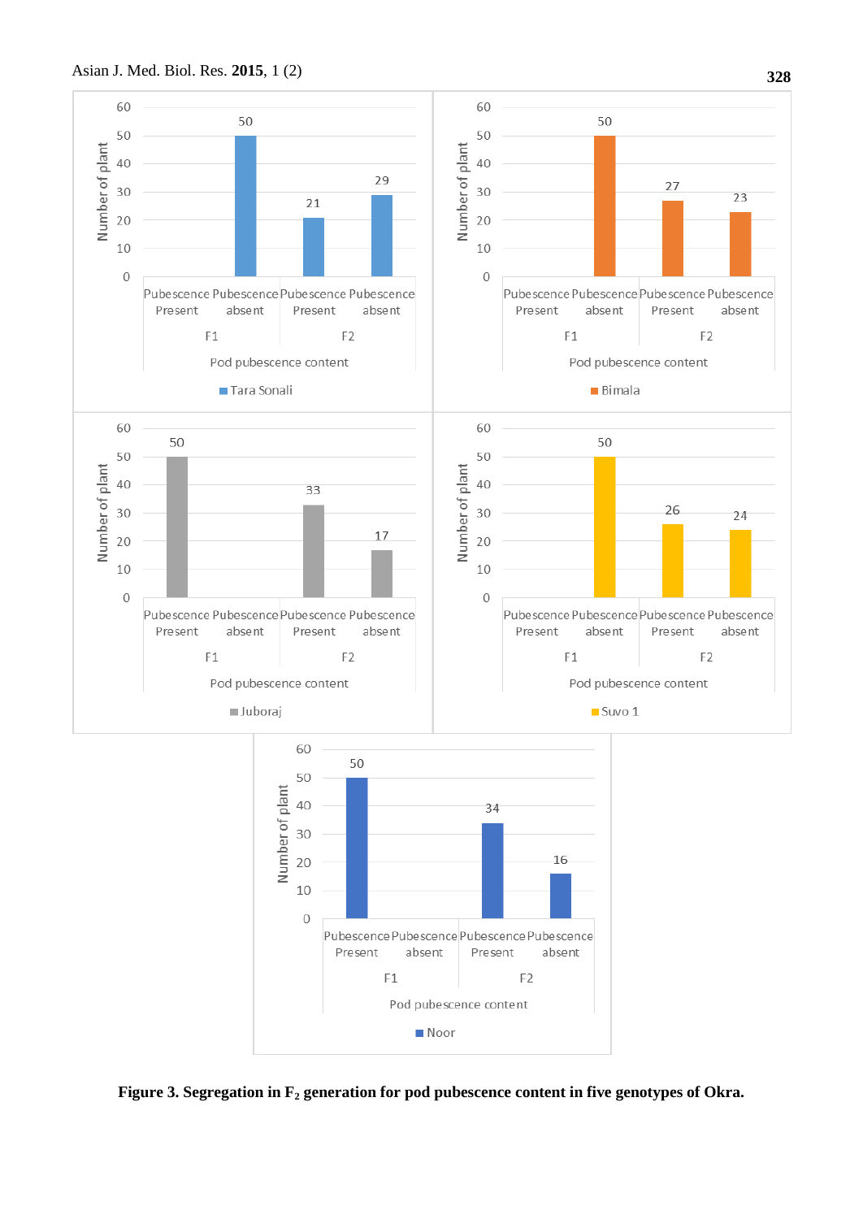**Figure 3. Segregation in $F_2$ generation for pod pubescence content in five genotypes of Okra.**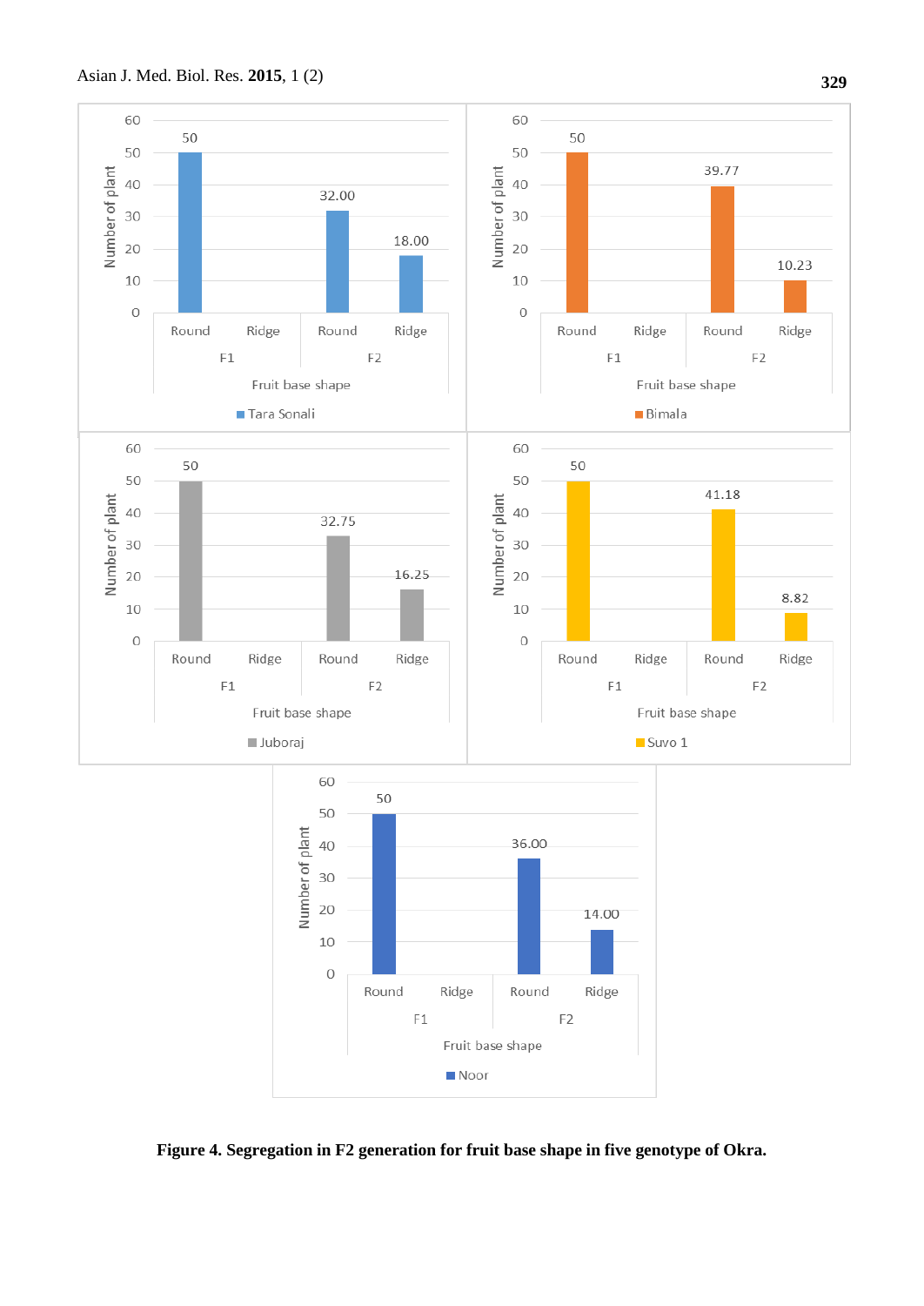| Genotype | F1 Round | F1 Ridge | F2 Round | F2 Ridge |
|---|---|---|---|---|
| Tara Sonali | 50 | | 32.00 | 18.00 |
| Bimala | 50 | | 39.77 | 10.23 |
| Juboraj | 50 | | 32.75 | 16.25 |
| Suvo 1 | 50 | | 41.18 | 8.82 |
| Noor | 50 | | 36.00 | 14.00 |

**Figure 4. Segregation in F2 generation for fruit base shape in five genotype of Okra.**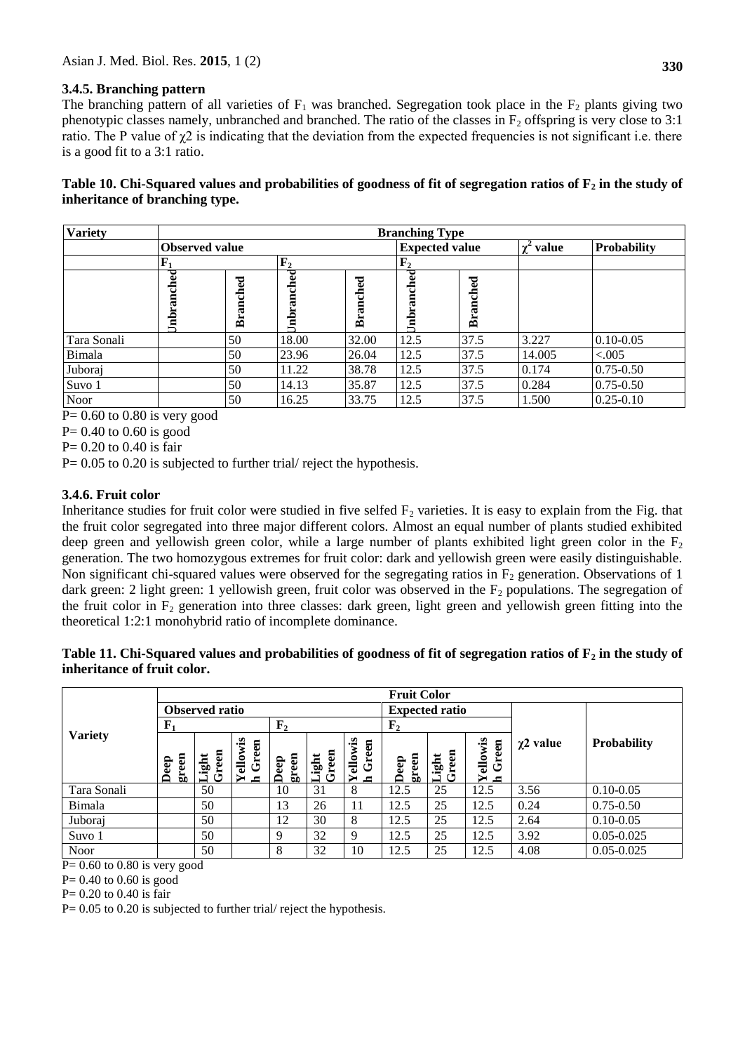### 3.4.5. Branching pattern

The branching pattern of all varieties of $F_1$ was branched. Segregation took place in the $F_2$ plants giving two phenotypic classes namely, unbranched and branched. The ratio of the classes in $F_2$ offspring is very close to 3:1 ratio. The P value of $\chi 2$ is indicating that the deviation from the expected frequencies is not significant i.e. there is a good fit to a 3:1 ratio.

**Table 10. Chi-Squared values and probabilities of goodness of fit of segregation ratios of $F_2$ in the study of inheritance of branching type.**

| Variety | Branching Type | | | | | | | |
|---|---|---|---|---|---|---|---|---|
| | Observed value | | | | Expected value | | $\chi^2$ value | Probability |
| | $F_1$ | | $F_2$ | | $F_2$ | | | |
| | Unbranched | Branched | Unbranched | Branched | Unbranched | Branched | | |
| Tara Sonali | | 50 | 18.00 | 32.00 | 12.5 | 37.5 | 3.227 | 0.10-0.05 |
| Bimala | | 50 | 23.96 | 26.04 | 12.5 | 37.5 | 14.005 | <.005 |
| Juboraj | | 50 | 11.22 | 38.78 | 12.5 | 37.5 | 0.174 | 0.75-0.50 |
| Suvo 1 | | 50 | 14.13 | 35.87 | 12.5 | 37.5 | 0.284 | 0.75-0.50 |
| Noor | | 50 | 16.25 | 33.75 | 12.5 | 37.5 | 1.500 | 0.25-0.10 |

P= 0.60 to 0.80 is very good

P= 0.40 to 0.60 is good

P= 0.20 to 0.40 is fair

P= 0.05 to 0.20 is subjected to further trial/ reject the hypothesis.

### 3.4.6. Fruit color

Inheritance studies for fruit color were studied in five selfed $F_2$ varieties. It is easy to explain from the Fig. that the fruit color segregated into three major different colors. Almost an equal number of plants studied exhibited deep green and yellowish green color, while a large number of plants exhibited light green color in the $F_2$ generation. The two homozygous extremes for fruit color: dark and yellowish green were easily distinguishable. Non significant chi-squared values were observed for the segregating ratios in $F_2$ generation. Observations of 1 dark green: 2 light green: 1 yellowish green, fruit color was observed in the $F_2$ populations. The segregation of the fruit color in $F_2$ generation into three classes: dark green, light green and yellowish green fitting into the theoretical 1:2:1 monohybrid ratio of incomplete dominance.

**Table 11. Chi-Squared values and probabilities of goodness of fit of segregation ratios of $F_2$ in the study of inheritance of fruit color.**

| Variety | Fruit Color | | | | | | | | | | |
|---|---|---|---|---|---|---|---|---|---|---|---|
| | Observed ratio | | | | | | Expected ratio | | | $\chi 2$ value | Probability |
| | $F_1$ | | | $F_2$ | | | $F_2$ | | | | |
| | Deep green | Light Green | Yellowish Green | Deep green | Light Green | Yellowish Green | Deep green | Light Green | Yellowish Green | | |
| Tara Sonali | | 50 | | 10 | 31 | 8 | 12.5 | 25 | 12.5 | 3.56 | 0.10-0.05 |
| Bimala | | 50 | | 13 | 26 | 11 | 12.5 | 25 | 12.5 | 0.24 | 0.75-0.50 |
| Juboraj | | 50 | | 12 | 30 | 8 | 12.5 | 25 | 12.5 | 2.64 | 0.10-0.05 |
| Suvo 1 | | 50 | | 9 | 32 | 9 | 12.5 | 25 | 12.5 | 3.92 | 0.05-0.025 |
| Noor | | 50 | | 8 | 32 | 10 | 12.5 | 25 | 12.5 | 4.08 | 0.05-0.025 |

P= 0.60 to 0.80 is very good

P= 0.40 to 0.60 is good

P= 0.20 to 0.40 is fair

P= 0.05 to 0.20 is subjected to further trial/ reject the hypothesis.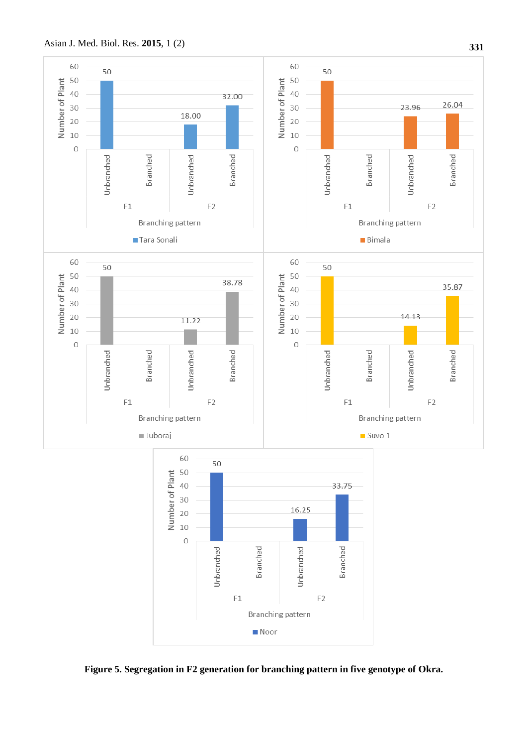Figure 5. Segregation in F2 generation for branching pattern in five genotype of Okra.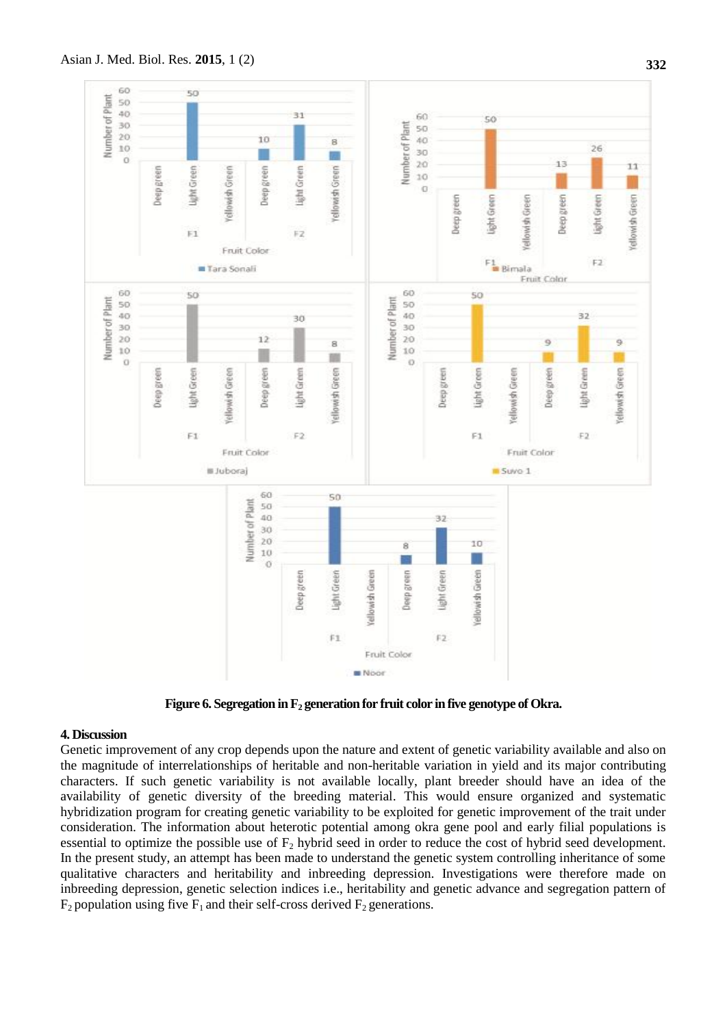**Figure 6. Segregation in $F_2$ generation for fruit color in five genotype of Okra.**

## 4. Discussion

Genetic improvement of any crop depends upon the nature and extent of genetic variability available and also on the magnitude of interrelationships of heritable and non-heritable variation in yield and its major contributing characters. If such genetic variability is not available locally, plant breeder should have an idea of the availability of genetic diversity of the breeding material. This would ensure organized and systematic hybridization program for creating genetic variability to be exploited for genetic improvement of the trait under consideration. The information about heterotic potential among okra gene pool and early filial populations is essential to optimize the possible use of $F_2$ hybrid seed in order to reduce the cost of hybrid seed development. In the present study, an attempt has been made to understand the genetic system controlling inheritance of some qualitative characters and heritability and inbreeding depression. Investigations were therefore made on inbreeding depression, genetic selection indices i.e., heritability and genetic advance and segregation pattern of $F_2$ population using five $F_1$ and their self-cross derived $F_2$ generations.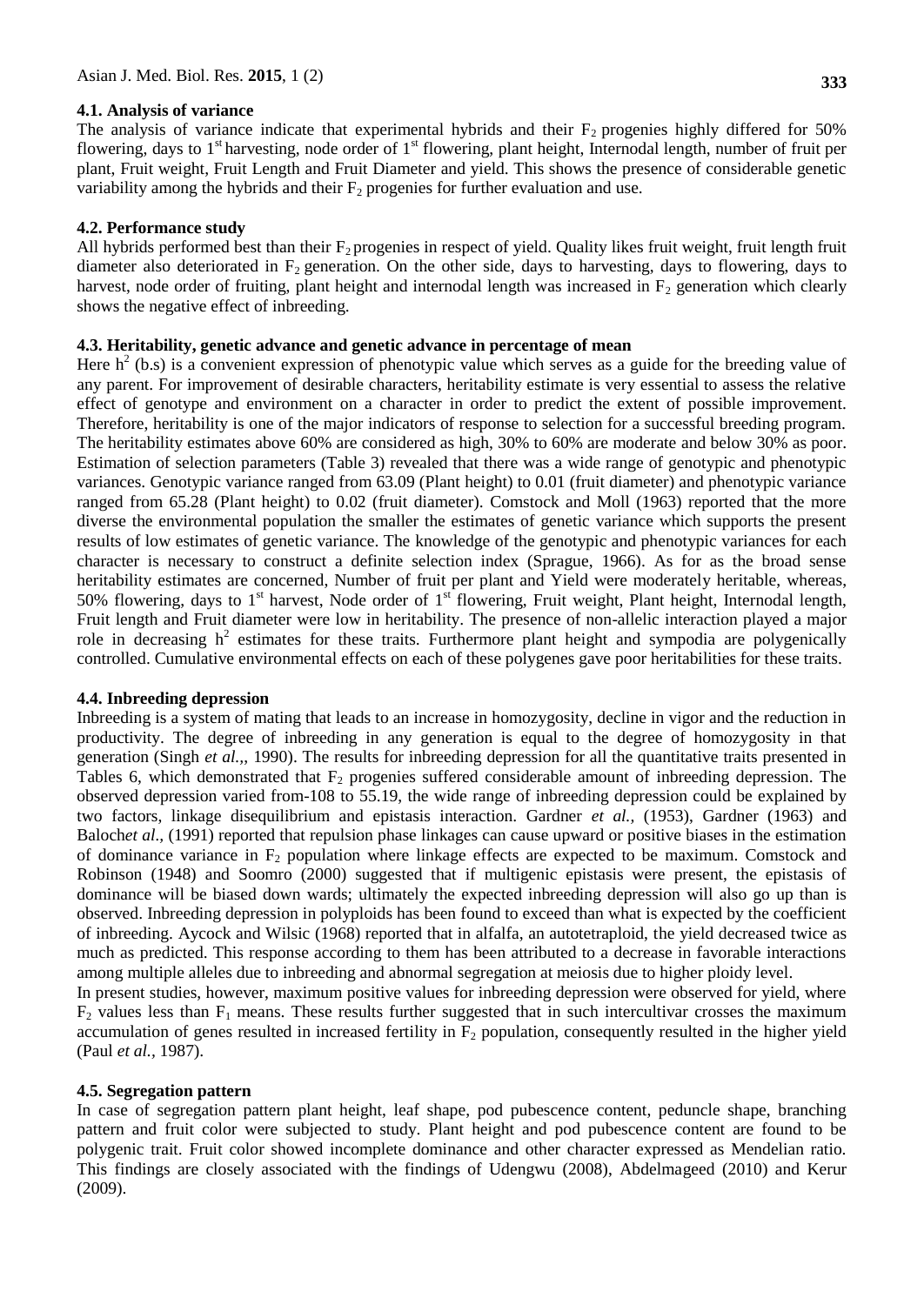### 4.1. Analysis of variance

The analysis of variance indicate that experimental hybrids and their $F_2$ progenies highly differed for 50% flowering, days to 1st harvesting, node order of 1st flowering, plant height, Internodal length, number of fruit per plant, Fruit weight, Fruit Length and Fruit Diameter and yield. This shows the presence of considerable genetic variability among the hybrids and their $F_2$ progenies for further evaluation and use.

### 4.2. Performance study

All hybrids performed best than their $F_2$ progenies in respect of yield. Quality likes fruit weight, fruit length fruit diameter also deteriorated in $F_2$ generation. On the other side, days to harvesting, days to flowering, days to harvest, node order of fruiting, plant height and internodal length was increased in $F_2$ generation which clearly shows the negative effect of inbreeding.

### 4.3. Heritability, genetic advance and genetic advance in percentage of mean

Here $h^2$ (b.s) is a convenient expression of phenotypic value which serves as a guide for the breeding value of any parent. For improvement of desirable characters, heritability estimate is very essential to assess the relative effect of genotype and environment on a character in order to predict the extent of possible improvement. Therefore, heritability is one of the major indicators of response to selection for a successful breeding program. The heritability estimates above 60% are considered as high, 30% to 60% are moderate and below 30% as poor. Estimation of selection parameters (Table 3) revealed that there was a wide range of genotypic and phenotypic variances. Genotypic variance ranged from 63.09 (Plant height) to 0.01 (fruit diameter) and phenotypic variance ranged from 65.28 (Plant height) to 0.02 (fruit diameter). Comstock and Moll (1963) reported that the more diverse the environmental population the smaller the estimates of genetic variance which supports the present results of low estimates of genetic variance. The knowledge of the genotypic and phenotypic variances for each character is necessary to construct a definite selection index (Sprague, 1966). As for as the broad sense heritability estimates are concerned, Number of fruit per plant and Yield were moderately heritable, whereas, 50% flowering, days to 1st harvest, Node order of 1st flowering, Fruit weight, Plant height, Internodal length, Fruit length and Fruit diameter were low in heritability. The presence of non-allelic interaction played a major role in decreasing $h^2$ estimates for these traits. Furthermore plant height and sympodia are polygenically controlled. Cumulative environmental effects on each of these polygenes gave poor heritabilities for these traits.

### 4.4. Inbreeding depression

Inbreeding is a system of mating that leads to an increase in homozygosity, decline in vigor and the reduction in productivity. The degree of inbreeding in any generation is equal to the degree of homozygosity in that generation (Singh *et al.,*, 1990). The results for inbreeding depression for all the quantitative traits presented in Tables 6, which demonstrated that $F_2$ progenies suffered considerable amount of inbreeding depression. The observed depression varied from-108 to 55.19, the wide range of inbreeding depression could be explained by two factors, linkage disequilibrium and epistasis interaction. Gardner *et al.,* (1953), Gardner (1963) and Baloch*et al*., (1991) reported that repulsion phase linkages can cause upward or positive biases in the estimation of dominance variance in $F_2$ population where linkage effects are expected to be maximum. Comstock and Robinson (1948) and Soomro (2000) suggested that if multigenic epistasis were present, the epistasis of dominance will be biased down wards; ultimately the expected inbreeding depression will also go up than is observed. Inbreeding depression in polyploids has been found to exceed than what is expected by the coefficient of inbreeding. Aycock and Wilsic (1968) reported that in alfalfa, an autotetraploid, the yield decreased twice as much as predicted. This response according to them has been attributed to a decrease in favorable interactions among multiple alleles due to inbreeding and abnormal segregation at meiosis due to higher ploidy level.

In present studies, however, maximum positive values for inbreeding depression were observed for yield, where $F_2$ values less than $F_1$ means. These results further suggested that in such intercultivar crosses the maximum accumulation of genes resulted in increased fertility in $F_2$ population, consequently resulted in the higher yield (Paul *et al.,* 1987).

### 4.5. Segregation pattern

In case of segregation pattern plant height, leaf shape, pod pubescence content, peduncle shape, branching pattern and fruit color were subjected to study. Plant height and pod pubescence content are found to be polygenic trait. Fruit color showed incomplete dominance and other character expressed as Mendelian ratio. This findings are closely associated with the findings of Udengwu (2008), Abdelmageed (2010) and Kerur (2009).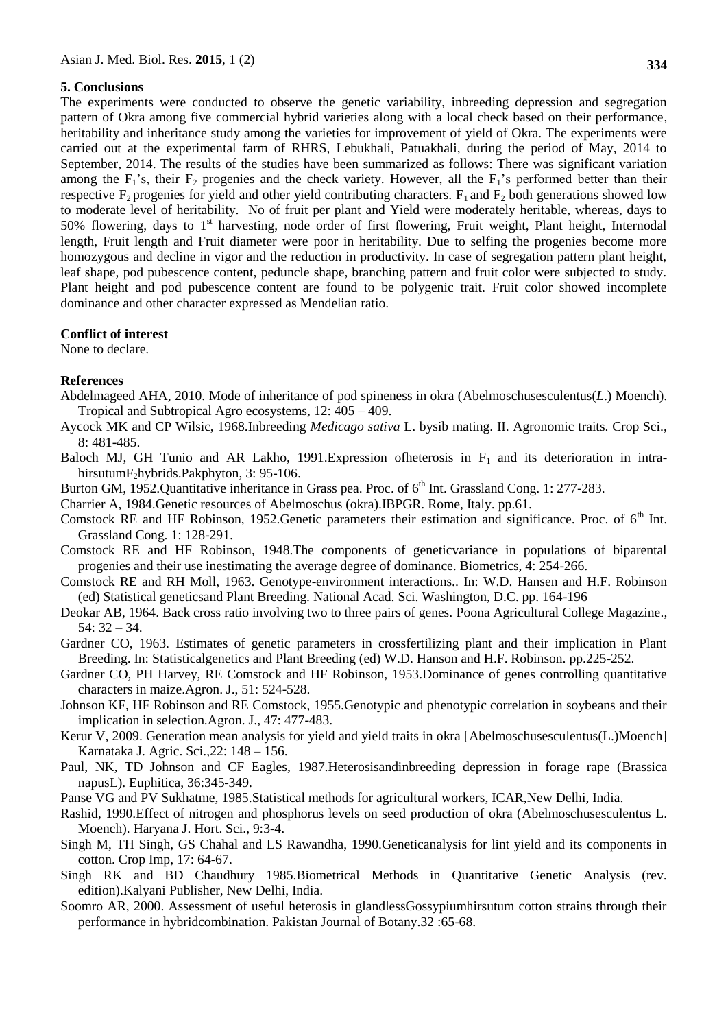## 5. Conclusions

The experiments were conducted to observe the genetic variability, inbreeding depression and segregation pattern of Okra among five commercial hybrid varieties along with a local check based on their performance, heritability and inheritance study among the varieties for improvement of yield of Okra. The experiments were carried out at the experimental farm of RHRS, Lebukhali, Patuakhali, during the period of May, 2014 to September, 2014. The results of the studies have been summarized as follows: There was significant variation among the $F_1$'s, their $F_2$ progenies and the check variety. However, all the $F_1$'s performed better than their respective $F_2$ progenies for yield and other yield contributing characters. $F_1$ and $F_2$ both generations showed low to moderate level of heritability. No of fruit per plant and Yield were moderately heritable, whereas, days to 50% flowering, days to 1st harvesting, node order of first flowering, Fruit weight, Plant height, Internodal length, Fruit length and Fruit diameter were poor in heritability. Due to selfing the progenies become more homozygous and decline in vigor and the reduction in productivity. In case of segregation pattern plant height, leaf shape, pod pubescence content, peduncle shape, branching pattern and fruit color were subjected to study. Plant height and pod pubescence content are found to be polygenic trait. Fruit color showed incomplete dominance and other character expressed as Mendelian ratio.

## Conflict of interest

None to declare.

## References

Abdelmageed AHA, 2010. Mode of inheritance of pod spineness in okra (Abelmoschusesculentus(*L*.) Moench). Tropical and Subtropical Agro ecosystems, 12: 405 – 409.

Aycock MK and CP Wilsic, 1968.Inbreeding *Medicago sativa* L. bysib mating. II. Agronomic traits. Crop Sci., 8: 481-485.

Baloch MJ, GH Tunio and AR Lakho, 1991.Expression ofheterosis in $F_1$ and its deterioration in intra-hirsutum$F_2$hybrids.Pakphyton, 3: 95-106.

Burton GM, 1952.Quantitative inheritance in Grass pea. Proc. of 6th Int. Grassland Cong. 1: 277-283.

Charrier A, 1984.Genetic resources of Abelmoschus (okra).IBPGR. Rome, Italy. pp.61.

Comstock RE and HF Robinson, 1952.Genetic parameters their estimation and significance. Proc. of 6th Int. Grassland Cong. 1: 128-291.

Comstock RE and HF Robinson, 1948.The components of geneticvariance in populations of biparental progenies and their use inestimating the average degree of dominance. Biometrics, 4: 254-266.

Comstock RE and RH Moll, 1963. Genotype-environment interactions.. In: W.D. Hansen and H.F. Robinson (ed) Statistical geneticsand Plant Breeding. National Acad. Sci. Washington, D.C. pp. 164-196

Deokar AB, 1964. Back cross ratio involving two to three pairs of genes. Poona Agricultural College Magazine., 54: 32 – 34.

Gardner CO, 1963. Estimates of genetic parameters in crossfertilizing plant and their implication in Plant Breeding. In: Statisticalgenetics and Plant Breeding (ed) W.D. Hanson and H.F. Robinson. pp.225-252.

Gardner CO, PH Harvey, RE Comstock and HF Robinson, 1953.Dominance of genes controlling quantitative characters in maize.Agron. J., 51: 524-528.

Johnson KF, HF Robinson and RE Comstock, 1955.Genotypic and phenotypic correlation in soybeans and their implication in selection.Agron. J., 47: 477-483.

Kerur V, 2009. Generation mean analysis for yield and yield traits in okra [Abelmoschusesculentus(L.)Moench] Karnataka J. Agric. Sci.,22: 148 – 156.

Paul, NK, TD Johnson and CF Eagles, 1987.Heterosisandinbreeding depression in forage rape (Brassica napusL). Euphitica, 36:345-349.

Panse VG and PV Sukhatme, 1985.Statistical methods for agricultural workers, ICAR,New Delhi, India.

Rashid, 1990.Effect of nitrogen and phosphorus levels on seed production of okra (Abelmoschusesculentus L. Moench). Haryana J. Hort. Sci., 9:3-4.

Singh M, TH Singh, GS Chahal and LS Rawandha, 1990.Geneticanalysis for lint yield and its components in cotton. Crop Imp, 17: 64-67.

Singh RK and BD Chaudhury 1985.Biometrical Methods in Quantitative Genetic Analysis (rev. edition).Kalyani Publisher, New Delhi, India.

Soomro AR, 2000. Assessment of useful heterosis in glandlessGossypiumhirsutum cotton strains through their performance in hybridcombination. Pakistan Journal of Botany.32 :65-68.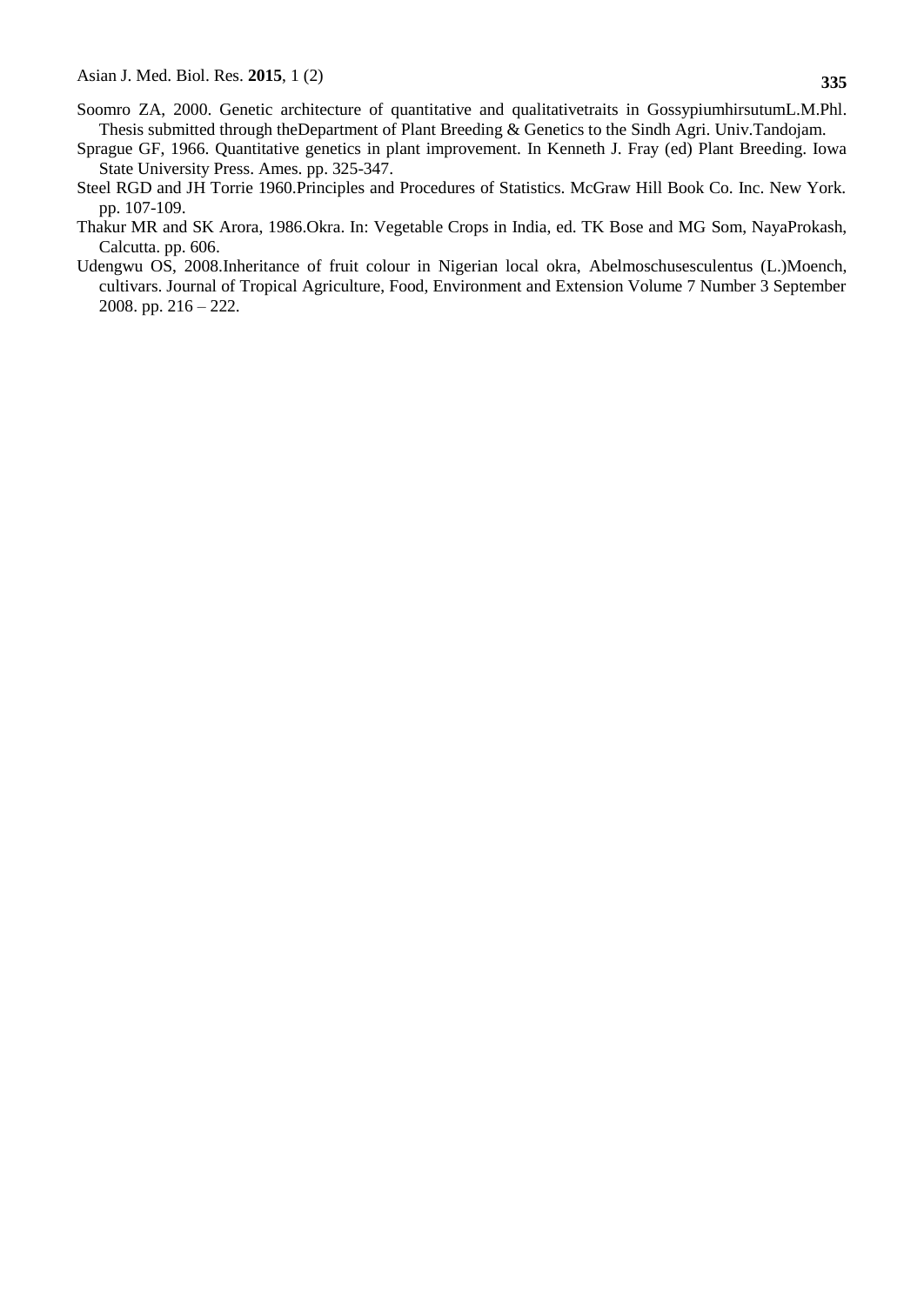Soomro ZA, 2000. Genetic architecture of quantitative and qualitativetraits in GossypiumhirsutumL.M.Phl. Thesis submitted through theDepartment of Plant Breeding & Genetics to the Sindh Agri. Univ.Tandojam.

Sprague GF, 1966. Quantitative genetics in plant improvement. In Kenneth J. Fray (ed) Plant Breeding. Iowa State University Press. Ames. pp. 325-347.

Steel RGD and JH Torrie 1960.Principles and Procedures of Statistics. McGraw Hill Book Co. Inc. New York. pp. 107-109.

Thakur MR and SK Arora, 1986.Okra. In: Vegetable Crops in India, ed. TK Bose and MG Som, NayaProkash, Calcutta. pp. 606.

Udengwu OS, 2008.Inheritance of fruit colour in Nigerian local okra, Abelmoschusesculentus (L.)Moench, cultivars. Journal of Tropical Agriculture, Food, Environment and Extension Volume 7 Number 3 September 2008. pp. 216 – 222.